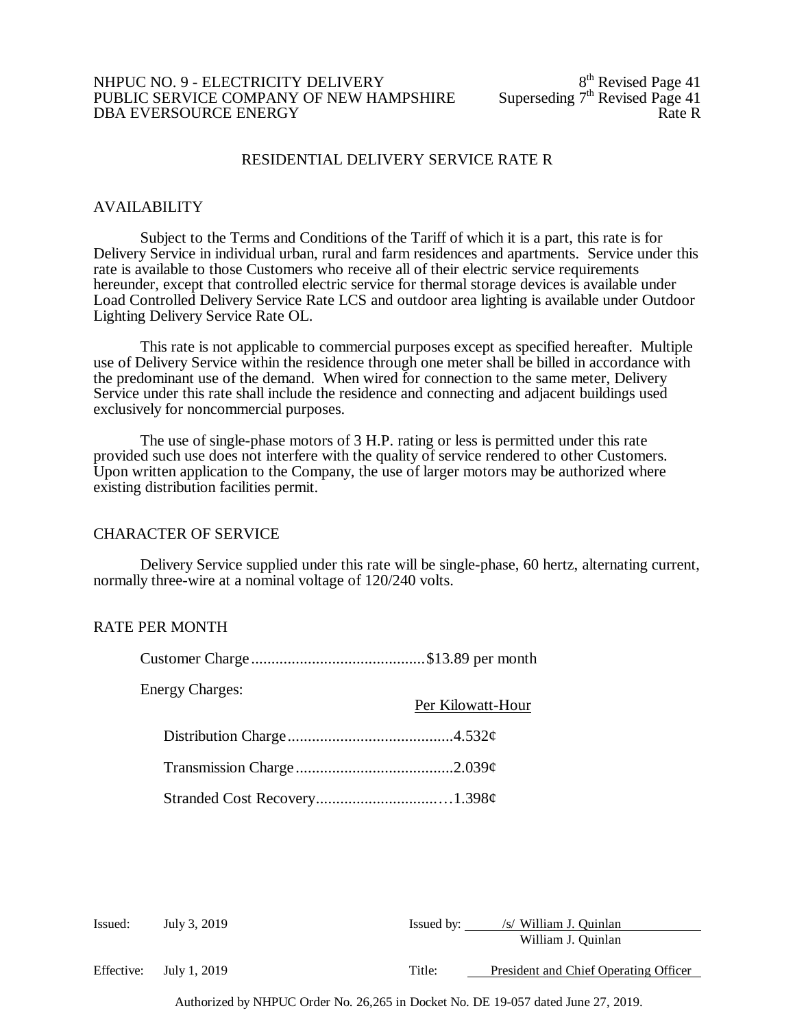NHPUC NO. 9 - ELECTRICITY DELIVERY
PUBLIC SERVICE COMPANY OF NEW HAMPSHIRE
DBA EVERSOURCE ENERGY

8th Revised Page 41
Superseding 7th Revised Page 41
Rate R

# RESIDENTIAL DELIVERY SERVICE RATE R

## AVAILABILITY

Subject to the Terms and Conditions of the Tariff of which it is a part, this rate is for Delivery Service in individual urban, rural and farm residences and apartments. Service under this rate is available to those Customers who receive all of their electric service requirements hereunder, except that controlled electric service for thermal storage devices is available under Load Controlled Delivery Service Rate LCS and outdoor area lighting is available under Outdoor Lighting Delivery Service Rate OL.

This rate is not applicable to commercial purposes except as specified hereafter. Multiple use of Delivery Service within the residence through one meter shall be billed in accordance with the predominant use of the demand. When wired for connection to the same meter, Delivery Service under this rate shall include the residence and connecting and adjacent buildings used exclusively for noncommercial purposes.

The use of single-phase motors of 3 H.P. rating or less is permitted under this rate provided such use does not interfere with the quality of service rendered to other Customers. Upon written application to the Company, the use of larger motors may be authorized where existing distribution facilities permit.

## CHARACTER OF SERVICE

Delivery Service supplied under this rate will be single-phase, 60 hertz, alternating current, normally three-wire at a nominal voltage of 120/240 volts.

## RATE PER MONTH

Customer Charge............................................$13.89 per month

Energy Charges:

| | Per Kilowatt-Hour |
|---|---|
| Distribution Charge | 4.532¢ |
| Transmission Charge | 2.039¢ |
| Stranded Cost Recovery | 1.398¢ |

Issued: July 3, 2019

Issued by: /s/ William J. Quinlan
William J. Quinlan

Effective: July 1, 2019

Title: President and Chief Operating Officer

Authorized by NHPUC Order No. 26,265 in Docket No. DE 19-057 dated June 27, 2019.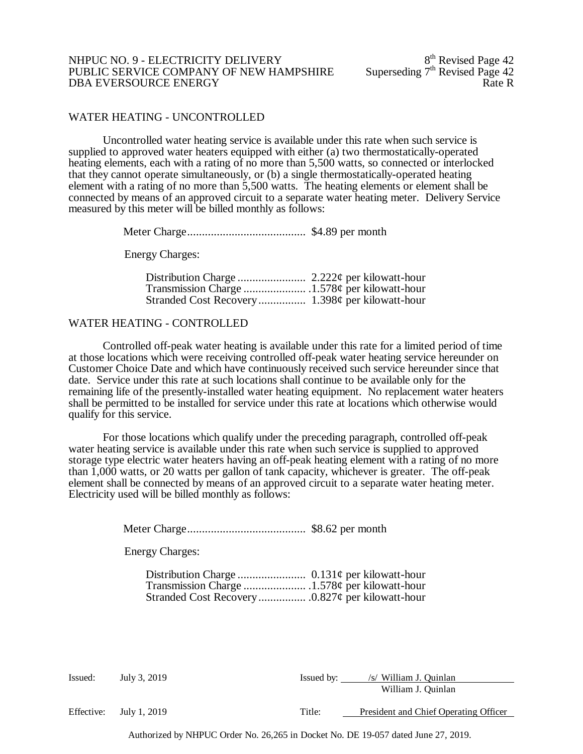## WATER HEATING - UNCONTROLLED

Uncontrolled water heating service is available under this rate when such service is supplied to approved water heaters equipped with either (a) two thermostatically-operated heating elements, each with a rating of no more than 5,500 watts, so connected or interlocked that they cannot operate simultaneously, or (b) a single thermostatically-operated heating element with a rating of no more than 5,500 watts. The heating elements or element shall be connected by means of an approved circuit to a separate water heating meter. Delivery Service measured by this meter will be billed monthly as follows:

Meter Charge........................................ $4.89 per month

Energy Charges:

Distribution Charge ....................... 2.222¢ per kilowatt-hour
Transmission Charge ..................... .1.578¢ per kilowatt-hour
Stranded Cost Recovery................ 1.398¢ per kilowatt-hour

## WATER HEATING - CONTROLLED

Controlled off-peak water heating is available under this rate for a limited period of time at those locations which were receiving controlled off-peak water heating service hereunder on Customer Choice Date and which have continuously received such service hereunder since that date. Service under this rate at such locations shall continue to be available only for the remaining life of the presently-installed water heating equipment. No replacement water heaters shall be permitted to be installed for service under this rate at locations which otherwise would qualify for this service.

For those locations which qualify under the preceding paragraph, controlled off-peak water heating service is available under this rate when such service is supplied to approved storage type electric water heaters having an off-peak heating element with a rating of no more than 1,000 watts, or 20 watts per gallon of tank capacity, whichever is greater. The off-peak element shall be connected by means of an approved circuit to a separate water heating meter. Electricity used will be billed monthly as follows:

Meter Charge........................................ $8.62 per month

Energy Charges:

Distribution Charge ....................... 0.131¢ per kilowatt-hour
Transmission Charge ..................... .1.578¢ per kilowatt-hour
Stranded Cost Recovery................ .0.827¢ per kilowatt-hour

Issued: July 3, 2019

Issued by: /s/ William J. Quinlan
William J. Quinlan

Effective: July 1, 2019

Title: President and Chief Operating Officer

Authorized by NHPUC Order No. 26,265 in Docket No. DE 19-057 dated June 27, 2019.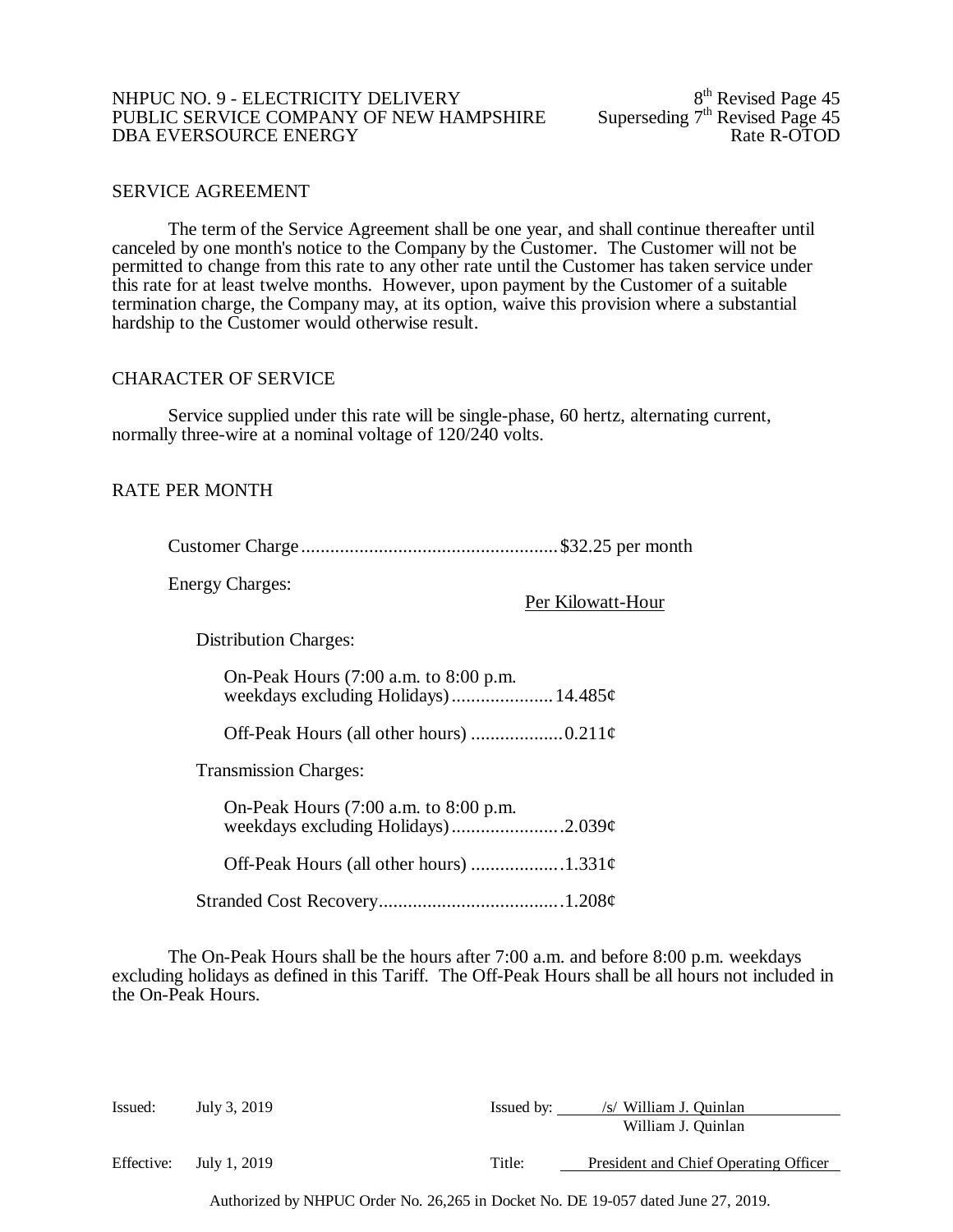## SERVICE AGREEMENT

The term of the Service Agreement shall be one year, and shall continue thereafter until canceled by one month's notice to the Company by the Customer. The Customer will not be permitted to change from this rate to any other rate until the Customer has taken service under this rate for at least twelve months. However, upon payment by the Customer of a suitable termination charge, the Company may, at its option, waive this provision where a substantial hardship to the Customer would otherwise result.

## CHARACTER OF SERVICE

Service supplied under this rate will be single-phase, 60 hertz, alternating current, normally three-wire at a nominal voltage of 120/240 volts.

## RATE PER MONTH

Customer Charge.................................................... $32.25 per month

Energy Charges:

| | Per Kilowatt-Hour |
|---|---|
| **Distribution Charges:** | |
| On-Peak Hours (7:00 a.m. to 8:00 p.m. weekdays excluding Holidays) | 14.485¢ |
| Off-Peak Hours (all other hours) | 0.211¢ |
| **Transmission Charges:** | |
| On-Peak Hours (7:00 a.m. to 8:00 p.m. weekdays excluding Holidays) | 2.039¢ |
| Off-Peak Hours (all other hours) | 1.331¢ |
| Stranded Cost Recovery | 1.208¢ |

The On-Peak Hours shall be the hours after 7:00 a.m. and before 8:00 p.m. weekdays excluding holidays as defined in this Tariff. The Off-Peak Hours shall be all hours not included in the On-Peak Hours.

Issued: July 3, 2019

Issued by: /s/ William J. Quinlan
William J. Quinlan

Effective: July 1, 2019

Title: President and Chief Operating Officer

Authorized by NHPUC Order No. 26,265 in Docket No. DE 19-057 dated June 27, 2019.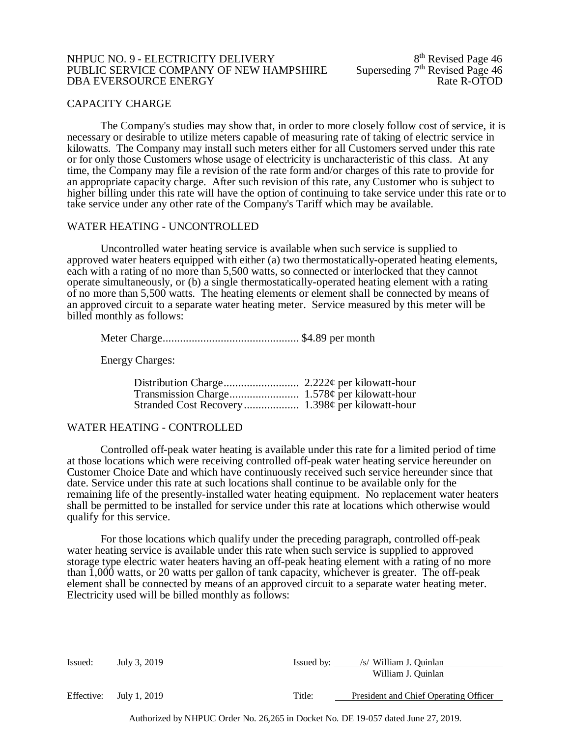## CAPACITY CHARGE

The Company's studies may show that, in order to more closely follow cost of service, it is necessary or desirable to utilize meters capable of measuring rate of taking of electric service in kilowatts. The Company may install such meters either for all Customers served under this rate or for only those Customers whose usage of electricity is uncharacteristic of this class. At any time, the Company may file a revision of the rate form and/or charges of this rate to provide for an appropriate capacity charge. After such revision of this rate, any Customer who is subject to higher billing under this rate will have the option of continuing to take service under this rate or to take service under any other rate of the Company's Tariff which may be available.

## WATER HEATING - UNCONTROLLED

Uncontrolled water heating service is available when such service is supplied to approved water heaters equipped with either (a) two thermostatically-operated heating elements, each with a rating of no more than 5,500 watts, so connected or interlocked that they cannot operate simultaneously, or (b) a single thermostatically-operated heating element with a rating of no more than 5,500 watts. The heating elements or element shall be connected by means of an approved circuit to a separate water heating meter. Service measured by this meter will be billed monthly as follows:

Meter Charge............................................... $4.89 per month

Energy Charges:

| | |
|---|---|
| Distribution Charge.......................... | 2.222¢ per kilowatt-hour |
| Transmission Charge........................ | 1.578¢ per kilowatt-hour |
| Stranded Cost Recovery.................. | 1.398¢ per kilowatt-hour |

## WATER HEATING - CONTROLLED

Controlled off-peak water heating is available under this rate for a limited period of time at those locations which were receiving controlled off-peak water heating service hereunder on Customer Choice Date and which have continuously received such service hereunder since that date. Service under this rate at such locations shall continue to be available only for the remaining life of the presently-installed water heating equipment. No replacement water heaters shall be permitted to be installed for service under this rate at locations which otherwise would qualify for this service.

For those locations which qualify under the preceding paragraph, controlled off-peak water heating service is available under this rate when such service is supplied to approved storage type electric water heaters having an off-peak heating element with a rating of no more than 1,000 watts, or 20 watts per gallon of tank capacity, whichever is greater. The off-peak element shall be connected by means of an approved circuit to a separate water heating meter. Electricity used will be billed monthly as follows: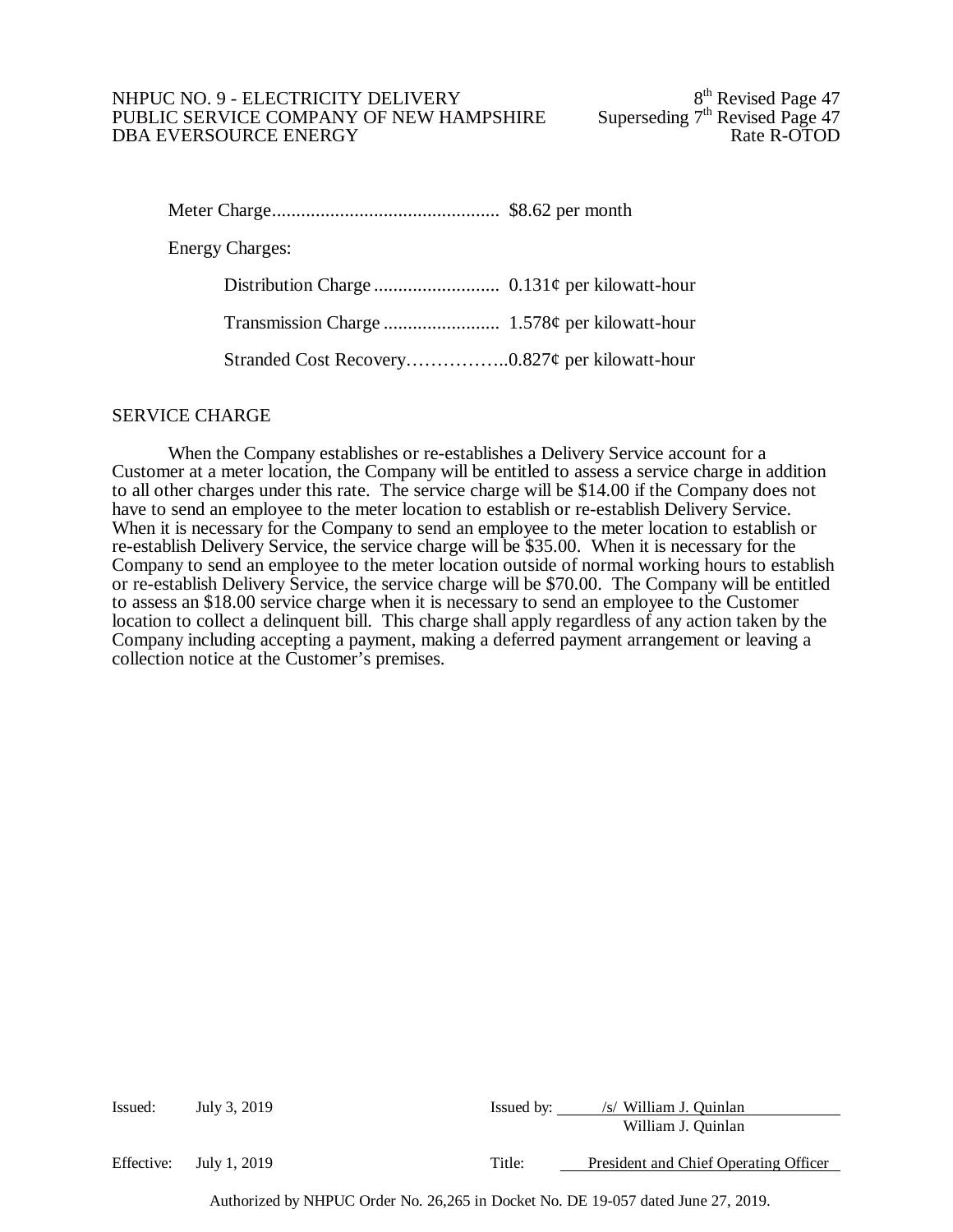Meter Charge............................................... $8.62 per month

Energy Charges:

Distribution Charge .......................... 0.131¢ per kilowatt-hour

Transmission Charge ........................ 1.578¢ per kilowatt-hour

Stranded Cost Recovery……………..0.827¢ per kilowatt-hour

## SERVICE CHARGE

When the Company establishes or re-establishes a Delivery Service account for a Customer at a meter location, the Company will be entitled to assess a service charge in addition to all other charges under this rate. The service charge will be $14.00 if the Company does not have to send an employee to the meter location to establish or re-establish Delivery Service. When it is necessary for the Company to send an employee to the meter location to establish or re-establish Delivery Service, the service charge will be $35.00. When it is necessary for the Company to send an employee to the meter location outside of normal working hours to establish or re-establish Delivery Service, the service charge will be $70.00. The Company will be entitled to assess an $18.00 service charge when it is necessary to send an employee to the Customer location to collect a delinquent bill. This charge shall apply regardless of any action taken by the Company including accepting a payment, making a deferred payment arrangement or leaving a collection notice at the Customer's premises.

Issued: July 3, 2019 | Issued by: /s/ William J. Quinlan, William J. Quinlan

Effective: July 1, 2019 | Title: President and Chief Operating Officer

Authorized by NHPUC Order No. 26,265 in Docket No. DE 19-057 dated June 27, 2019.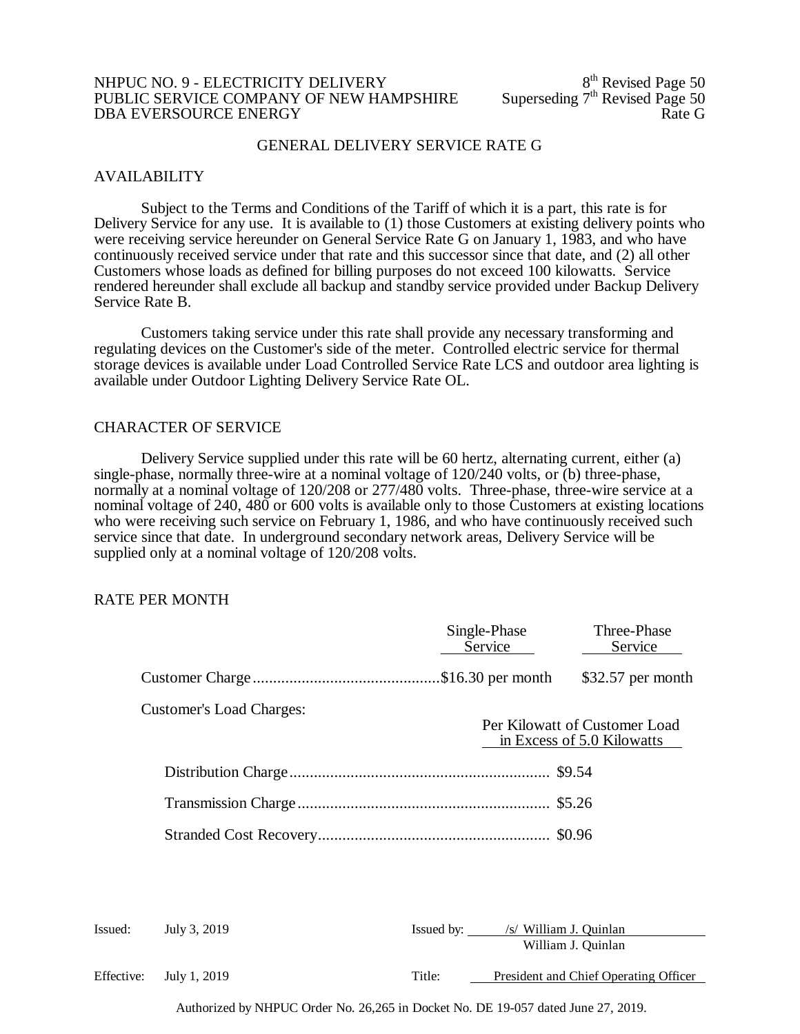# GENERAL DELIVERY SERVICE RATE G

## AVAILABILITY

Subject to the Terms and Conditions of the Tariff of which it is a part, this rate is for Delivery Service for any use. It is available to (1) those Customers at existing delivery points who were receiving service hereunder on General Service Rate G on January 1, 1983, and who have continuously received service under that rate and this successor since that date, and (2) all other Customers whose loads as defined for billing purposes do not exceed 100 kilowatts. Service rendered hereunder shall exclude all backup and standby service provided under Backup Delivery Service Rate B.

Customers taking service under this rate shall provide any necessary transforming and regulating devices on the Customer's side of the meter. Controlled electric service for thermal storage devices is available under Load Controlled Service Rate LCS and outdoor area lighting is available under Outdoor Lighting Delivery Service Rate OL.

## CHARACTER OF SERVICE

Delivery Service supplied under this rate will be 60 hertz, alternating current, either (a) single-phase, normally three-wire at a nominal voltage of 120/240 volts, or (b) three-phase, normally at a nominal voltage of 120/208 or 277/480 volts. Three-phase, three-wire service at a nominal voltage of 240, 480 or 600 volts is available only to those Customers at existing locations who were receiving such service on February 1, 1986, and who have continuously received such service since that date. In underground secondary network areas, Delivery Service will be supplied only at a nominal voltage of 120/208 volts.

## RATE PER MONTH

| | Single-Phase Service | Three-Phase Service |
|---|---|---|
| Customer Charge | $16.30 per month | $32.57 per month |

Customer's Load Charges:

| | Per Kilowatt of Customer Load in Excess of 5.0 Kilowatts |
|---|---|
| Distribution Charge | $9.54 |
| Transmission Charge | $5.26 |
| Stranded Cost Recovery | $0.96 |

Issued: July 3, 2019 Issued by: /s/ William J. Quinlan
William J. Quinlan

Effective: July 1, 2019 Title: President and Chief Operating Officer

Authorized by NHPUC Order No. 26,265 in Docket No. DE 19-057 dated June 27, 2019.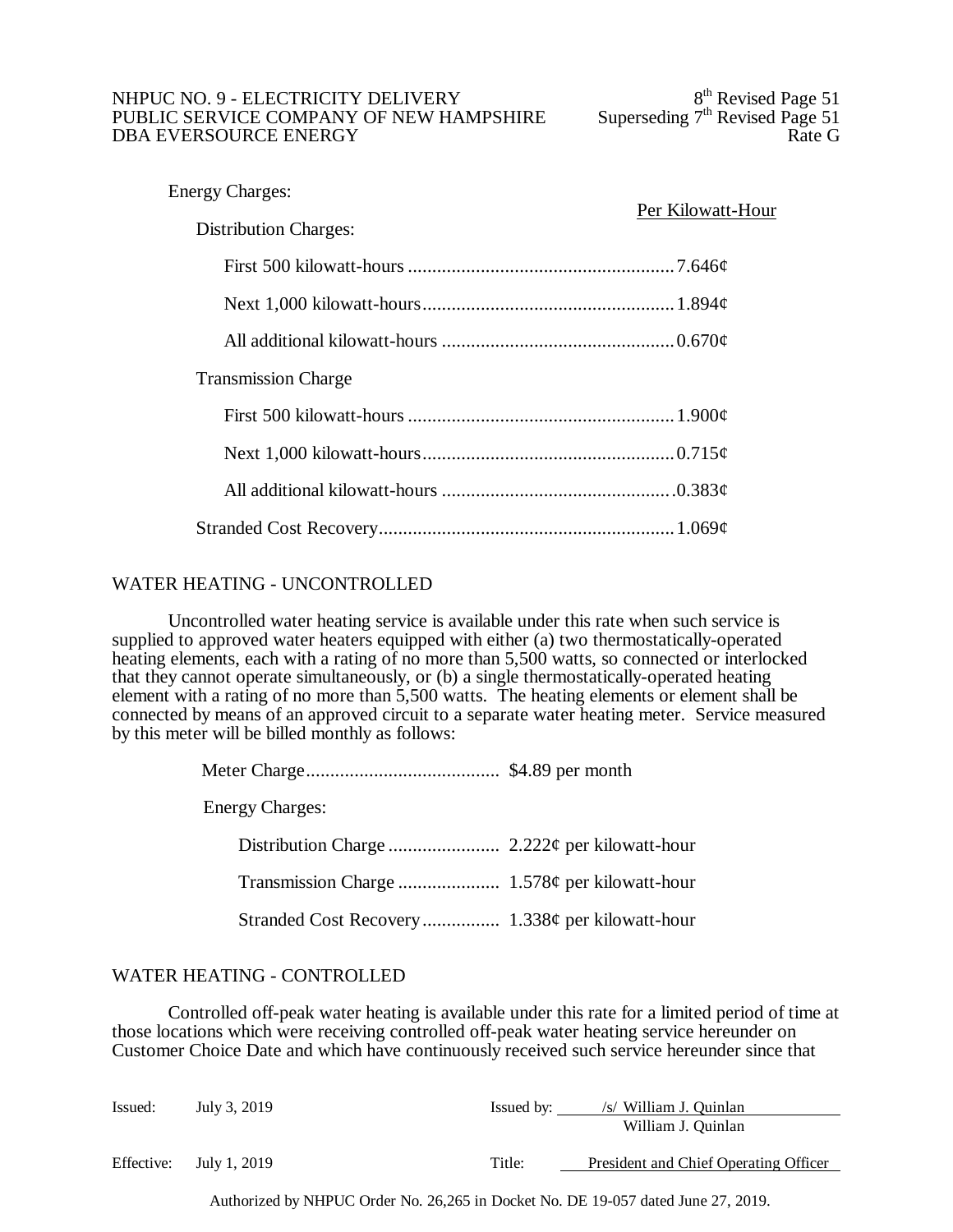Energy Charges:

| | Per Kilowatt-Hour |
|---|---|
| **Distribution Charges:** | |
| First 500 kilowatt-hours | 7.646¢ |
| Next 1,000 kilowatt-hours | 1.894¢ |
| All additional kilowatt-hours | 0.670¢ |
| **Transmission Charge** | |
| First 500 kilowatt-hours | 1.900¢ |
| Next 1,000 kilowatt-hours | 0.715¢ |
| All additional kilowatt-hours | 0.383¢ |
| Stranded Cost Recovery | 1.069¢ |

## WATER HEATING - UNCONTROLLED

Uncontrolled water heating service is available under this rate when such service is supplied to approved water heaters equipped with either (a) two thermostatically-operated heating elements, each with a rating of no more than 5,500 watts, so connected or interlocked that they cannot operate simultaneously, or (b) a single thermostatically-operated heating element with a rating of no more than 5,500 watts. The heating elements or element shall be connected by means of an approved circuit to a separate water heating meter. Service measured by this meter will be billed monthly as follows:

| | |
|---|---|
| Meter Charge | $4.89 per month |
| Energy Charges: | |
| Distribution Charge | 2.222¢ per kilowatt-hour |
| Transmission Charge | 1.578¢ per kilowatt-hour |
| Stranded Cost Recovery | 1.338¢ per kilowatt-hour |

## WATER HEATING - CONTROLLED

Controlled off-peak water heating is available under this rate for a limited period of time at those locations which were receiving controlled off-peak water heating service hereunder on Customer Choice Date and which have continuously received such service hereunder since that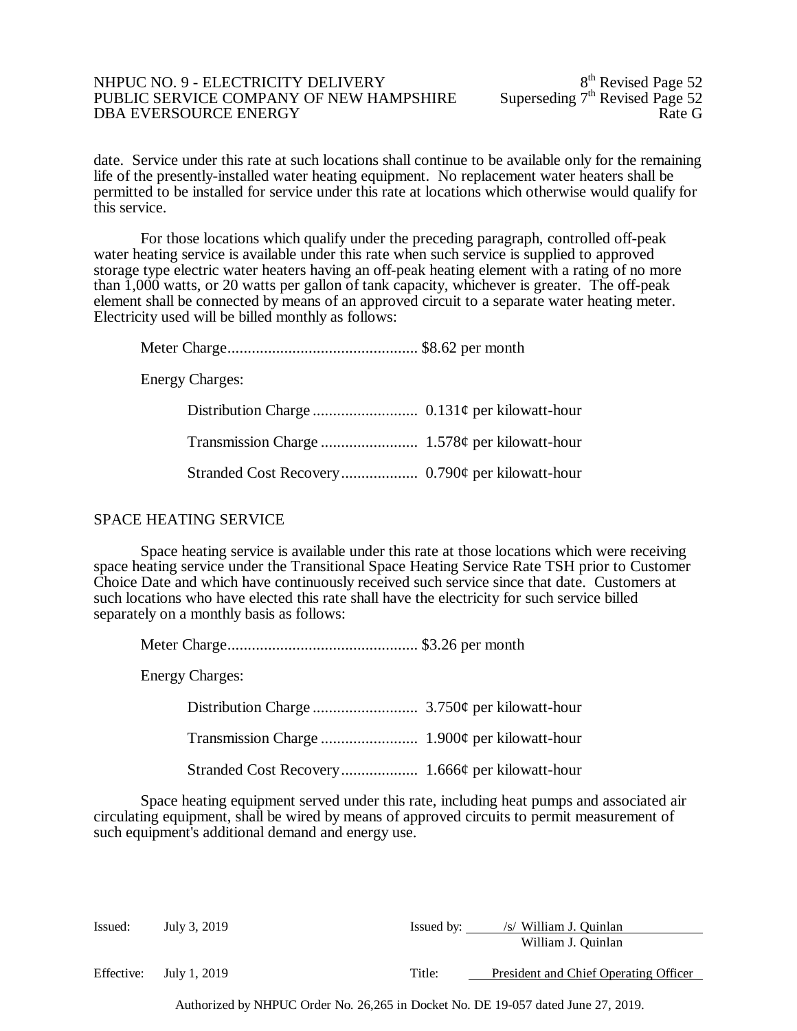date. Service under this rate at such locations shall continue to be available only for the remaining life of the presently-installed water heating equipment. No replacement water heaters shall be permitted to be installed for service under this rate at locations which otherwise would qualify for this service.

For those locations which qualify under the preceding paragraph, controlled off-peak water heating service is available under this rate when such service is supplied to approved storage type electric water heaters having an off-peak heating element with a rating of no more than 1,000 watts, or 20 watts per gallon of tank capacity, whichever is greater. The off-peak element shall be connected by means of an approved circuit to a separate water heating meter. Electricity used will be billed monthly as follows:

Meter Charge............................................... $8.62 per month

Energy Charges:

Distribution Charge .......................... 0.131¢ per kilowatt-hour

Transmission Charge ........................ 1.578¢ per kilowatt-hour

Stranded Cost Recovery................... 0.790¢ per kilowatt-hour

## SPACE HEATING SERVICE

Space heating service is available under this rate at those locations which were receiving space heating service under the Transitional Space Heating Service Rate TSH prior to Customer Choice Date and which have continuously received such service since that date. Customers at such locations who have elected this rate shall have the electricity for such service billed separately on a monthly basis as follows:

Meter Charge............................................... $3.26 per month

Energy Charges:

Distribution Charge .......................... 3.750¢ per kilowatt-hour

Transmission Charge ........................ 1.900¢ per kilowatt-hour

Stranded Cost Recovery................... 1.666¢ per kilowatt-hour

Space heating equipment served under this rate, including heat pumps and associated air circulating equipment, shall be wired by means of approved circuits to permit measurement of such equipment's additional demand and energy use.

Issued: July 3, 2019 Issued by: /s/ William J. Quinlan
William J. Quinlan

Effective: July 1, 2019 Title: President and Chief Operating Officer

Authorized by NHPUC Order No. 26,265 in Docket No. DE 19-057 dated June 27, 2019.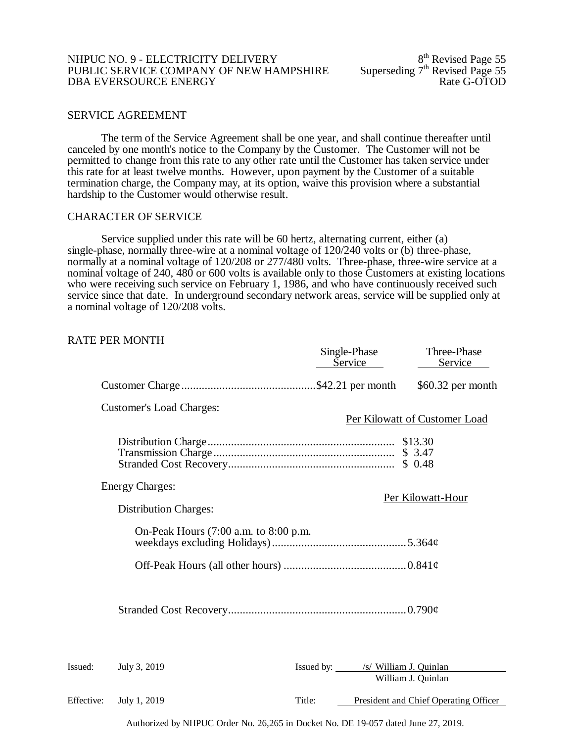## SERVICE AGREEMENT

The term of the Service Agreement shall be one year, and shall continue thereafter until canceled by one month's notice to the Company by the Customer. The Customer will not be permitted to change from this rate to any other rate until the Customer has taken service under this rate for at least twelve months. However, upon payment by the Customer of a suitable termination charge, the Company may, at its option, waive this provision where a substantial hardship to the Customer would otherwise result.

## CHARACTER OF SERVICE

Service supplied under this rate will be 60 hertz, alternating current, either (a) single-phase, normally three-wire at a nominal voltage of 120/240 volts or (b) three-phase, normally at a nominal voltage of 120/208 or 277/480 volts. Three-phase, three-wire service at a nominal voltage of 240, 480 or 600 volts is available only to those Customers at existing locations who were receiving such service on February 1, 1986, and who have continuously received such service since that date. In underground secondary network areas, service will be supplied only at a nominal voltage of 120/208 volts.

## RATE PER MONTH

| | Single-Phase Service | Three-Phase Service |
|---|---|---|
| Customer Charge | $42.21 per month | $60.32 per month |

Customer's Load Charges:

| | Per Kilowatt of Customer Load |
|---|---|
| Distribution Charge | $13.30 |
| Transmission Charge | $ 3.47 |
| Stranded Cost Recovery | $ 0.48 |

Energy Charges:

| | Per Kilowatt-Hour |
|---|---|
| Distribution Charges: | |
| On-Peak Hours (7:00 a.m. to 8:00 p.m. weekdays excluding Holidays) | 5.364¢ |
| Off-Peak Hours (all other hours) | 0.841¢ |
| Stranded Cost Recovery | 0.790¢ |

Issued: July 3, 2019

Issued by: /s/ William J. Quinlan
William J. Quinlan

Effective: July 1, 2019

Title: President and Chief Operating Officer

Authorized by NHPUC Order No. 26,265 in Docket No. DE 19-057 dated June 27, 2019.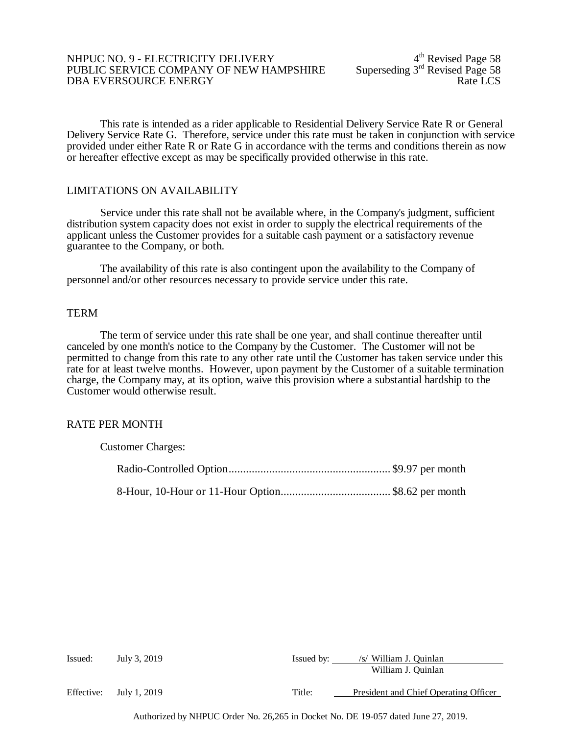This rate is intended as a rider applicable to Residential Delivery Service Rate R or General Delivery Service Rate G. Therefore, service under this rate must be taken in conjunction with service provided under either Rate R or Rate G in accordance with the terms and conditions therein as now or hereafter effective except as may be specifically provided otherwise in this rate.

## LIMITATIONS ON AVAILABILITY

Service under this rate shall not be available where, in the Company's judgment, sufficient distribution system capacity does not exist in order to supply the electrical requirements of the applicant unless the Customer provides for a suitable cash payment or a satisfactory revenue guarantee to the Company, or both.

The availability of this rate is also contingent upon the availability to the Company of personnel and/or other resources necessary to provide service under this rate.

## TERM

The term of service under this rate shall be one year, and shall continue thereafter until canceled by one month's notice to the Company by the Customer. The Customer will not be permitted to change from this rate to any other rate until the Customer has taken service under this rate for at least twelve months. However, upon payment by the Customer of a suitable termination charge, the Company may, at its option, waive this provision where a substantial hardship to the Customer would otherwise result.

## RATE PER MONTH

Customer Charges:

Radio-Controlled Option........................................................ $9.97 per month

8-Hour, 10-Hour or 11-Hour Option...................................... $8.62 per month

Issued: July 3, 2019 — Issued by: /s/ William J. Quinlan, William J. Quinlan

Effective: July 1, 2019 — Title: President and Chief Operating Officer

Authorized by NHPUC Order No. 26,265 in Docket No. DE 19-057 dated June 27, 2019.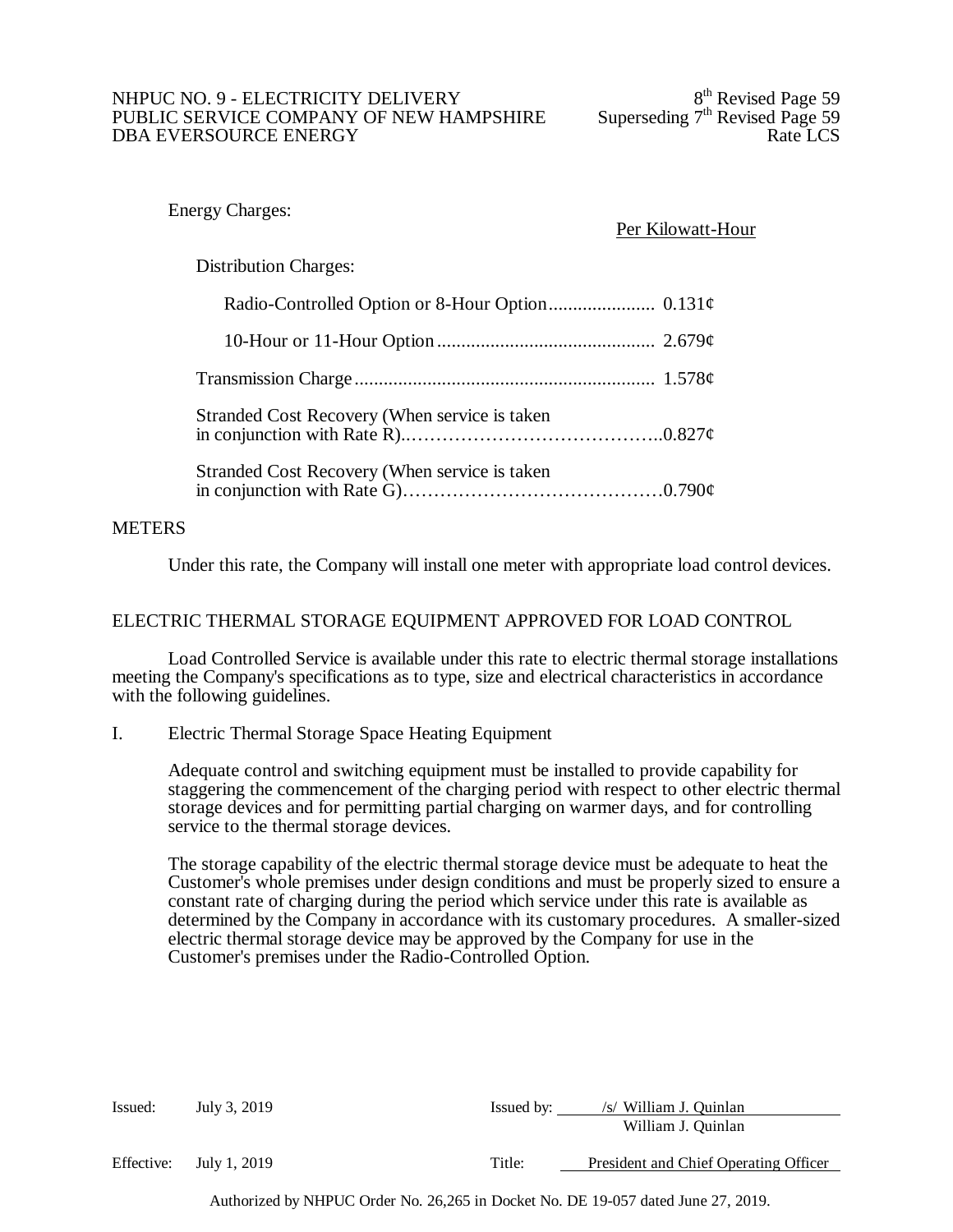Energy Charges:

| | Per Kilowatt-Hour |
|---|---|
| Distribution Charges: | |
| Radio-Controlled Option or 8-Hour Option | 0.131¢ |
| 10-Hour or 11-Hour Option | 2.679¢ |
| Transmission Charge | 1.578¢ |
| Stranded Cost Recovery (When service is taken in conjunction with Rate R) | 0.827¢ |
| Stranded Cost Recovery (When service is taken in conjunction with Rate G) | 0.790¢ |

## METERS

Under this rate, the Company will install one meter with appropriate load control devices.

## ELECTRIC THERMAL STORAGE EQUIPMENT APPROVED FOR LOAD CONTROL

Load Controlled Service is available under this rate to electric thermal storage installations meeting the Company's specifications as to type, size and electrical characteristics in accordance with the following guidelines.

I. Electric Thermal Storage Space Heating Equipment

Adequate control and switching equipment must be installed to provide capability for staggering the commencement of the charging period with respect to other electric thermal storage devices and for permitting partial charging on warmer days, and for controlling service to the thermal storage devices.

The storage capability of the electric thermal storage device must be adequate to heat the Customer's whole premises under design conditions and must be properly sized to ensure a constant rate of charging during the period which service under this rate is available as determined by the Company in accordance with its customary procedures. A smaller-sized electric thermal storage device may be approved by the Company for use in the Customer's premises under the Radio-Controlled Option.

Issued: July 3, 2019 — Issued by: /s/ William J. Quinlan, William J. Quinlan

Effective: July 1, 2019 — Title: President and Chief Operating Officer

Authorized by NHPUC Order No. 26,265 in Docket No. DE 19-057 dated June 27, 2019.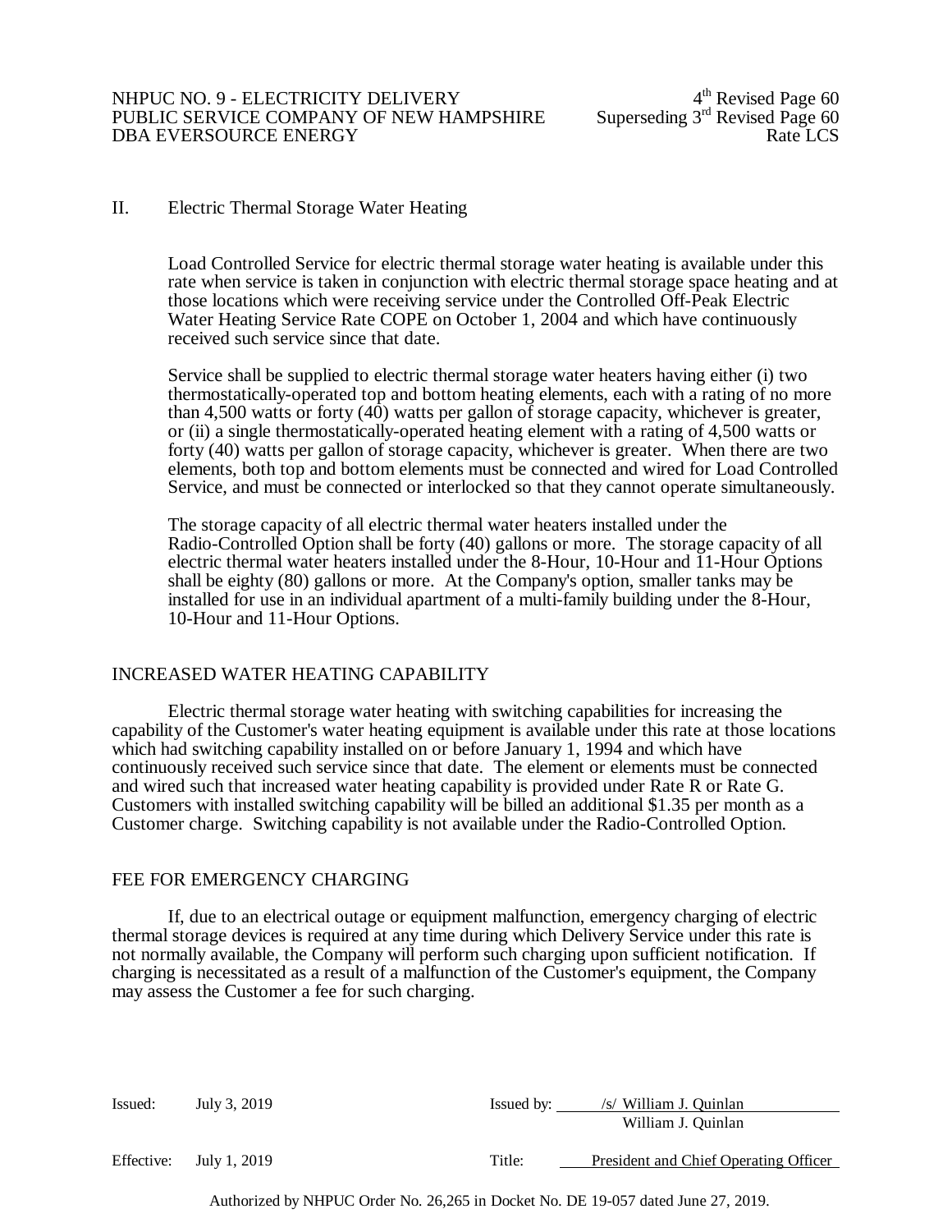## II. Electric Thermal Storage Water Heating

Load Controlled Service for electric thermal storage water heating is available under this rate when service is taken in conjunction with electric thermal storage space heating and at those locations which were receiving service under the Controlled Off-Peak Electric Water Heating Service Rate COPE on October 1, 2004 and which have continuously received such service since that date.

Service shall be supplied to electric thermal storage water heaters having either (i) two thermostatically-operated top and bottom heating elements, each with a rating of no more than 4,500 watts or forty (40) watts per gallon of storage capacity, whichever is greater, or (ii) a single thermostatically-operated heating element with a rating of 4,500 watts or forty (40) watts per gallon of storage capacity, whichever is greater. When there are two elements, both top and bottom elements must be connected and wired for Load Controlled Service, and must be connected or interlocked so that they cannot operate simultaneously.

The storage capacity of all electric thermal water heaters installed under the Radio-Controlled Option shall be forty (40) gallons or more. The storage capacity of all electric thermal water heaters installed under the 8-Hour, 10-Hour and 11-Hour Options shall be eighty (80) gallons or more. At the Company's option, smaller tanks may be installed for use in an individual apartment of a multi-family building under the 8-Hour, 10-Hour and 11-Hour Options.

## INCREASED WATER HEATING CAPABILITY

Electric thermal storage water heating with switching capabilities for increasing the capability of the Customer's water heating equipment is available under this rate at those locations which had switching capability installed on or before January 1, 1994 and which have continuously received such service since that date. The element or elements must be connected and wired such that increased water heating capability is provided under Rate R or Rate G. Customers with installed switching capability will be billed an additional $1.35 per month as a Customer charge. Switching capability is not available under the Radio-Controlled Option.

## FEE FOR EMERGENCY CHARGING

If, due to an electrical outage or equipment malfunction, emergency charging of electric thermal storage devices is required at any time during which Delivery Service under this rate is not normally available, the Company will perform such charging upon sufficient notification. If charging is necessitated as a result of a malfunction of the Customer's equipment, the Company may assess the Customer a fee for such charging.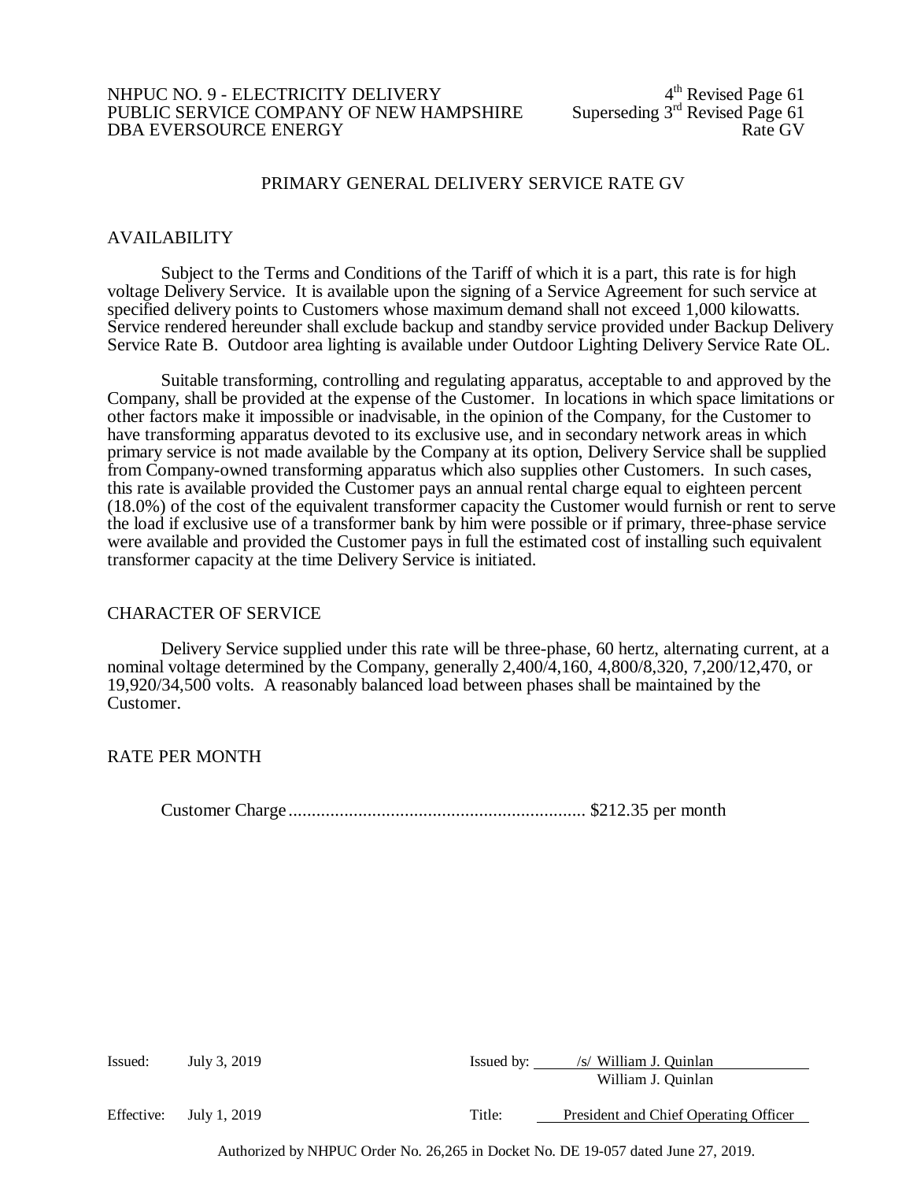# PRIMARY GENERAL DELIVERY SERVICE RATE GV

## AVAILABILITY

Subject to the Terms and Conditions of the Tariff of which it is a part, this rate is for high voltage Delivery Service. It is available upon the signing of a Service Agreement for such service at specified delivery points to Customers whose maximum demand shall not exceed 1,000 kilowatts. Service rendered hereunder shall exclude backup and standby service provided under Backup Delivery Service Rate B. Outdoor area lighting is available under Outdoor Lighting Delivery Service Rate OL.

Suitable transforming, controlling and regulating apparatus, acceptable to and approved by the Company, shall be provided at the expense of the Customer. In locations in which space limitations or other factors make it impossible or inadvisable, in the opinion of the Company, for the Customer to have transforming apparatus devoted to its exclusive use, and in secondary network areas in which primary service is not made available by the Company at its option, Delivery Service shall be supplied from Company-owned transforming apparatus which also supplies other Customers. In such cases, this rate is available provided the Customer pays an annual rental charge equal to eighteen percent (18.0%) of the cost of the equivalent transformer capacity the Customer would furnish or rent to serve the load if exclusive use of a transformer bank by him were possible or if primary, three-phase service were available and provided the Customer pays in full the estimated cost of installing such equivalent transformer capacity at the time Delivery Service is initiated.

## CHARACTER OF SERVICE

Delivery Service supplied under this rate will be three-phase, 60 hertz, alternating current, at a nominal voltage determined by the Company, generally 2,400/4,160, 4,800/8,320, 7,200/12,470, or 19,920/34,500 volts. A reasonably balanced load between phases shall be maintained by the Customer.

## RATE PER MONTH

Customer Charge................................................................ $212.35 per month

Issued: July 3, 2019

Issued by: /s/ William J. Quinlan
William J. Quinlan

Effective: July 1, 2019

Title: President and Chief Operating Officer

Authorized by NHPUC Order No. 26,265 in Docket No. DE 19-057 dated June 27, 2019.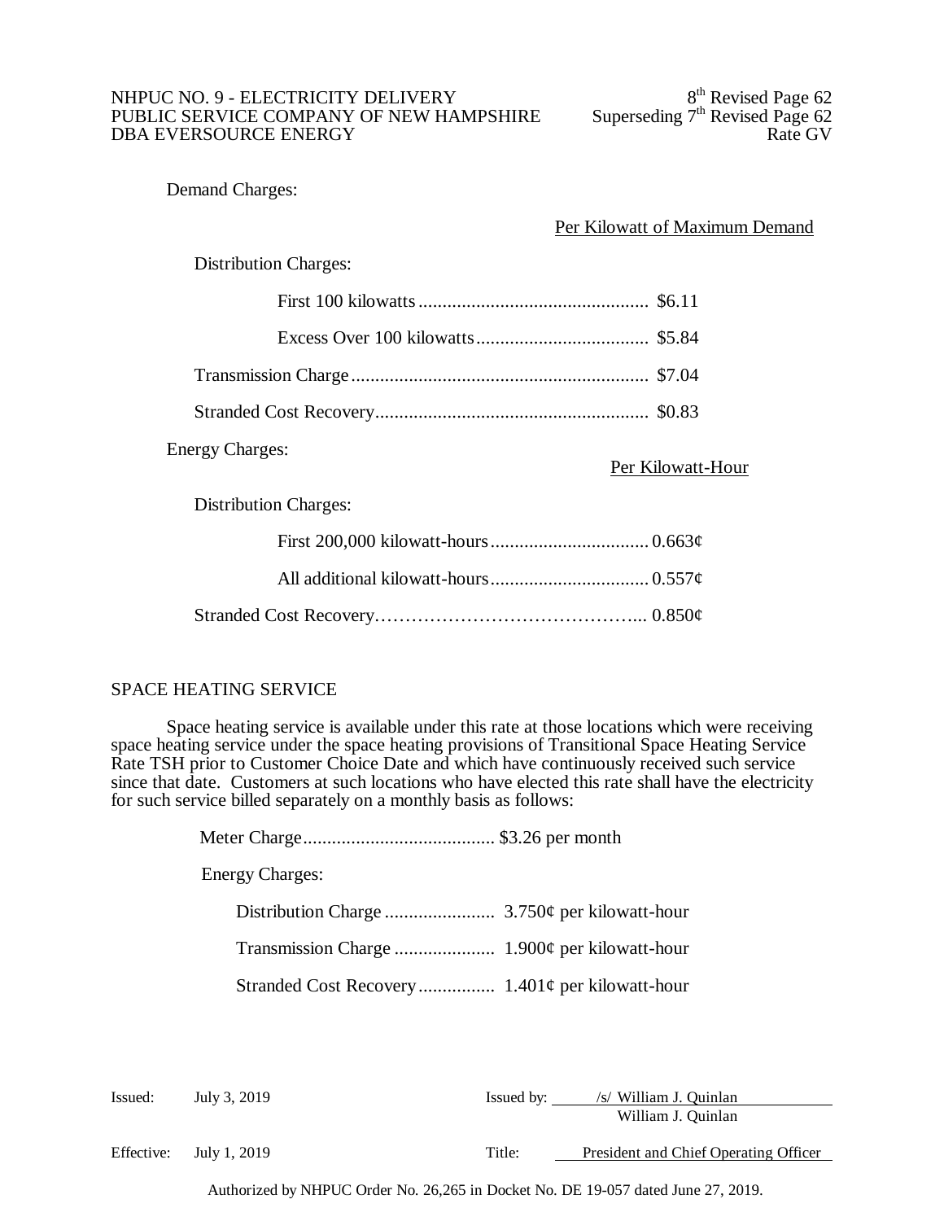Demand Charges:

| | Per Kilowatt of Maximum Demand |
|---|---|
| **Distribution Charges:** | |
| First 100 kilowatts | $6.11 |
| Excess Over 100 kilowatts | $5.84 |
| Transmission Charge | $7.04 |
| Stranded Cost Recovery | $0.83 |

Energy Charges:

| | Per Kilowatt-Hour |
|---|---|
| **Distribution Charges:** | |
| First 200,000 kilowatt-hours | 0.663¢ |
| All additional kilowatt-hours | 0.557¢ |
| Stranded Cost Recovery | 0.850¢ |

SPACE HEATING SERVICE

Space heating service is available under this rate at those locations which were receiving space heating service under the space heating provisions of Transitional Space Heating Service Rate TSH prior to Customer Choice Date and which have continuously received such service since that date. Customers at such locations who have elected this rate shall have the electricity for such service billed separately on a monthly basis as follows:

Meter Charge........................................ $3.26 per month

Energy Charges:

| | |
|---|---|
| Distribution Charge | 3.750¢ per kilowatt-hour |
| Transmission Charge | 1.900¢ per kilowatt-hour |
| Stranded Cost Recovery | 1.401¢ per kilowatt-hour |

Issued: July 3, 2019 — Issued by: /s/ William J. Quinlan, William J. Quinlan

Effective: July 1, 2019 — Title: President and Chief Operating Officer

Authorized by NHPUC Order No. 26,265 in Docket No. DE 19-057 dated June 27, 2019.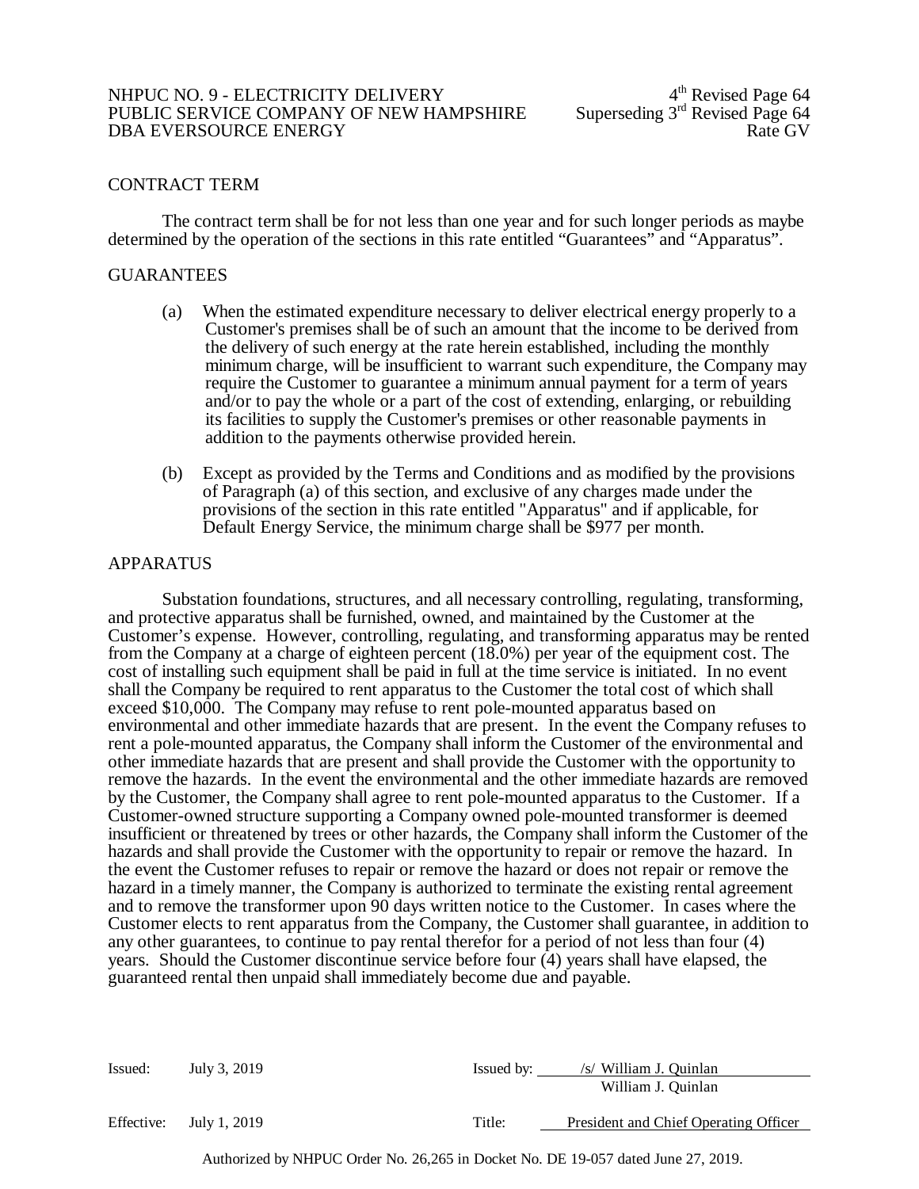## CONTRACT TERM

The contract term shall be for not less than one year and for such longer periods as maybe determined by the operation of the sections in this rate entitled "Guarantees" and "Apparatus".

## GUARANTEES

(a) When the estimated expenditure necessary to deliver electrical energy properly to a Customer's premises shall be of such an amount that the income to be derived from the delivery of such energy at the rate herein established, including the monthly minimum charge, will be insufficient to warrant such expenditure, the Company may require the Customer to guarantee a minimum annual payment for a term of years and/or to pay the whole or a part of the cost of extending, enlarging, or rebuilding its facilities to supply the Customer's premises or other reasonable payments in addition to the payments otherwise provided herein.

(b) Except as provided by the Terms and Conditions and as modified by the provisions of Paragraph (a) of this section, and exclusive of any charges made under the provisions of the section in this rate entitled "Apparatus" and if applicable, for Default Energy Service, the minimum charge shall be $977 per month.

## APPARATUS

Substation foundations, structures, and all necessary controlling, regulating, transforming, and protective apparatus shall be furnished, owned, and maintained by the Customer at the Customer's expense. However, controlling, regulating, and transforming apparatus may be rented from the Company at a charge of eighteen percent (18.0%) per year of the equipment cost. The cost of installing such equipment shall be paid in full at the time service is initiated. In no event shall the Company be required to rent apparatus to the Customer the total cost of which shall exceed $10,000. The Company may refuse to rent pole-mounted apparatus based on environmental and other immediate hazards that are present. In the event the Company refuses to rent a pole-mounted apparatus, the Company shall inform the Customer of the environmental and other immediate hazards that are present and shall provide the Customer with the opportunity to remove the hazards. In the event the environmental and the other immediate hazards are removed by the Customer, the Company shall agree to rent pole-mounted apparatus to the Customer. If a Customer-owned structure supporting a Company owned pole-mounted transformer is deemed insufficient or threatened by trees or other hazards, the Company shall inform the Customer of the hazards and shall provide the Customer with the opportunity to repair or remove the hazard. In the event the Customer refuses to repair or remove the hazard or does not repair or remove the hazard in a timely manner, the Company is authorized to terminate the existing rental agreement and to remove the transformer upon 90 days written notice to the Customer. In cases where the Customer elects to rent apparatus from the Company, the Customer shall guarantee, in addition to any other guarantees, to continue to pay rental therefor for a period of not less than four (4) years. Should the Customer discontinue service before four (4) years shall have elapsed, the guaranteed rental then unpaid shall immediately become due and payable.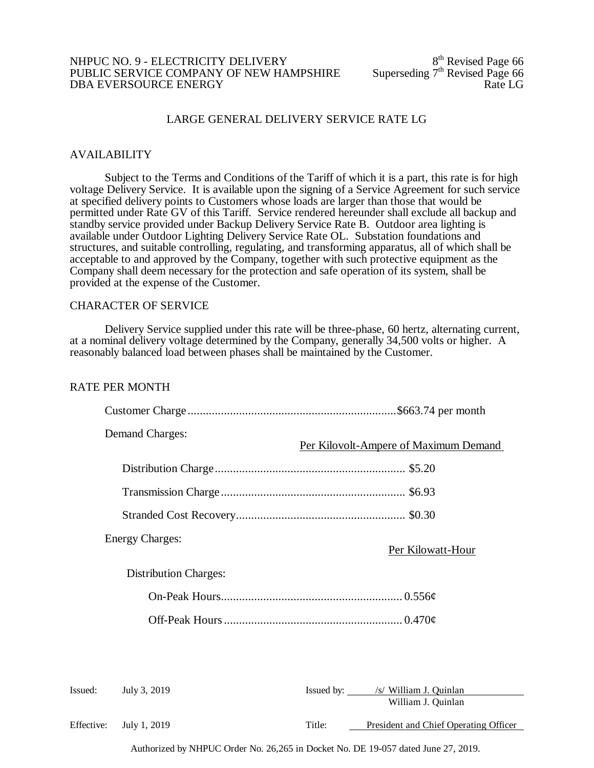NHPUC NO. 9 - ELECTRICITY DELIVERY
PUBLIC SERVICE COMPANY OF NEW HAMPSHIRE
DBA EVERSOURCE ENERGY

8th Revised Page 66
Superseding 7th Revised Page 66
Rate LG

# LARGE GENERAL DELIVERY SERVICE RATE LG

## AVAILABILITY

Subject to the Terms and Conditions of the Tariff of which it is a part, this rate is for high voltage Delivery Service. It is available upon the signing of a Service Agreement for such service at specified delivery points to Customers whose loads are larger than those that would be permitted under Rate GV of this Tariff. Service rendered hereunder shall exclude all backup and standby service provided under Backup Delivery Service Rate B. Outdoor area lighting is available under Outdoor Lighting Delivery Service Rate OL. Substation foundations and structures, and suitable controlling, regulating, and transforming apparatus, all of which shall be acceptable to and approved by the Company, together with such protective equipment as the Company shall deem necessary for the protection and safe operation of its system, shall be provided at the expense of the Customer.

## CHARACTER OF SERVICE

Delivery Service supplied under this rate will be three-phase, 60 hertz, alternating current, at a nominal delivery voltage determined by the Company, generally 34,500 volts or higher. A reasonably balanced load between phases shall be maintained by the Customer.

## RATE PER MONTH

Customer Charge....................................................................$663.74 per month

Demand Charges:

| | Per Kilovolt-Ampere of Maximum Demand |
|---|---|
| Distribution Charge | $5.20 |
| Transmission Charge | $6.93 |
| Stranded Cost Recovery | $0.30 |

Energy Charges:

| | Per Kilowatt-Hour |
|---|---|
| Distribution Charges: | |
| On-Peak Hours | 0.556¢ |
| Off-Peak Hours | 0.470¢ |

Issued: July 3, 2019

Issued by: /s/ William J. Quinlan
William J. Quinlan

Effective: July 1, 2019

Title: President and Chief Operating Officer

Authorized by NHPUC Order No. 26,265 in Docket No. DE 19-057 dated June 27, 2019.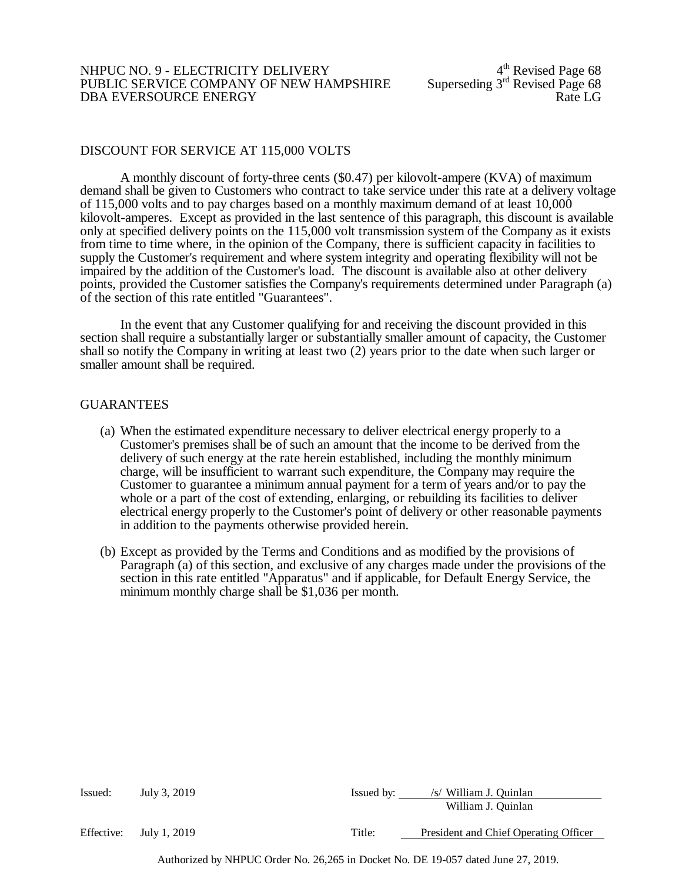## DISCOUNT FOR SERVICE AT 115,000 VOLTS

A monthly discount of forty-three cents ($0.47) per kilovolt-ampere (KVA) of maximum demand shall be given to Customers who contract to take service under this rate at a delivery voltage of 115,000 volts and to pay charges based on a monthly maximum demand of at least 10,000 kilovolt-amperes. Except as provided in the last sentence of this paragraph, this discount is available only at specified delivery points on the 115,000 volt transmission system of the Company as it exists from time to time where, in the opinion of the Company, there is sufficient capacity in facilities to supply the Customer's requirement and where system integrity and operating flexibility will not be impaired by the addition of the Customer's load. The discount is available also at other delivery points, provided the Customer satisfies the Company's requirements determined under Paragraph (a) of the section of this rate entitled "Guarantees".

In the event that any Customer qualifying for and receiving the discount provided in this section shall require a substantially larger or substantially smaller amount of capacity, the Customer shall so notify the Company in writing at least two (2) years prior to the date when such larger or smaller amount shall be required.

## GUARANTEES

(a) When the estimated expenditure necessary to deliver electrical energy properly to a Customer's premises shall be of such an amount that the income to be derived from the delivery of such energy at the rate herein established, including the monthly minimum charge, will be insufficient to warrant such expenditure, the Company may require the Customer to guarantee a minimum annual payment for a term of years and/or to pay the whole or a part of the cost of extending, enlarging, or rebuilding its facilities to deliver electrical energy properly to the Customer's point of delivery or other reasonable payments in addition to the payments otherwise provided herein.

(b) Except as provided by the Terms and Conditions and as modified by the provisions of Paragraph (a) of this section, and exclusive of any charges made under the provisions of the section in this rate entitled "Apparatus" and if applicable, for Default Energy Service, the minimum monthly charge shall be $1,036 per month.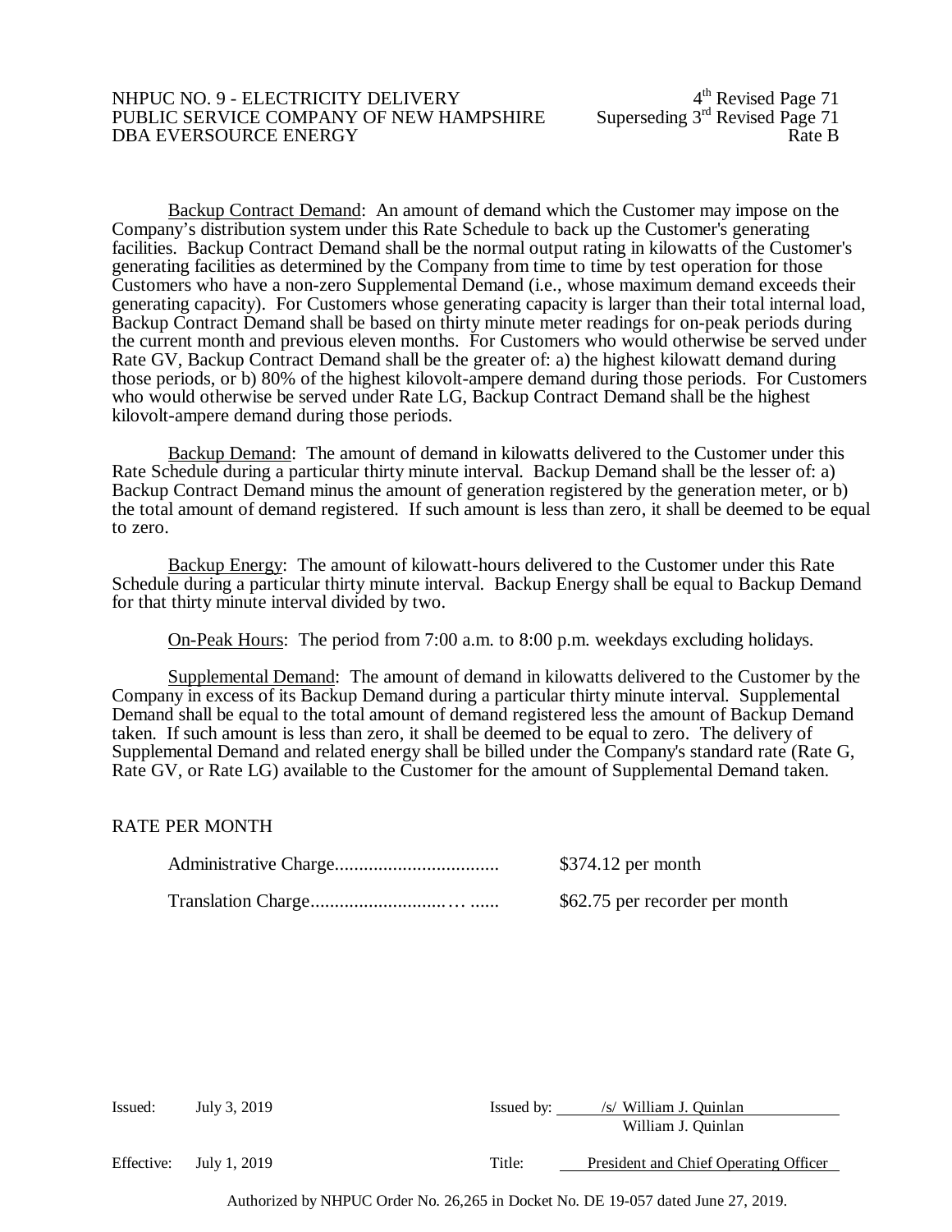Backup Contract Demand: An amount of demand which the Customer may impose on the Company's distribution system under this Rate Schedule to back up the Customer's generating facilities. Backup Contract Demand shall be the normal output rating in kilowatts of the Customer's generating facilities as determined by the Company from time to time by test operation for those Customers who have a non-zero Supplemental Demand (i.e., whose maximum demand exceeds their generating capacity). For Customers whose generating capacity is larger than their total internal load, Backup Contract Demand shall be based on thirty minute meter readings for on-peak periods during the current month and previous eleven months. For Customers who would otherwise be served under Rate GV, Backup Contract Demand shall be the greater of: a) the highest kilowatt demand during those periods, or b) 80% of the highest kilovolt-ampere demand during those periods. For Customers who would otherwise be served under Rate LG, Backup Contract Demand shall be the highest kilovolt-ampere demand during those periods.

Backup Demand: The amount of demand in kilowatts delivered to the Customer under this Rate Schedule during a particular thirty minute interval. Backup Demand shall be the lesser of: a) Backup Contract Demand minus the amount of generation registered by the generation meter, or b) the total amount of demand registered. If such amount is less than zero, it shall be deemed to be equal to zero.

Backup Energy: The amount of kilowatt-hours delivered to the Customer under this Rate Schedule during a particular thirty minute interval. Backup Energy shall be equal to Backup Demand for that thirty minute interval divided by two.

On-Peak Hours: The period from 7:00 a.m. to 8:00 p.m. weekdays excluding holidays.

Supplemental Demand: The amount of demand in kilowatts delivered to the Customer by the Company in excess of its Backup Demand during a particular thirty minute interval. Supplemental Demand shall be equal to the total amount of demand registered less the amount of Backup Demand taken. If such amount is less than zero, it shall be deemed to be equal to zero. The delivery of Supplemental Demand and related energy shall be billed under the Company's standard rate (Rate G, Rate GV, or Rate LG) available to the Customer for the amount of Supplemental Demand taken.

## RATE PER MONTH

| | |
|---|---|
| Administrative Charge.................................. | $374.12 per month |
| Translation Charge.........................… ...... | $62.75 per recorder per month |

Issued: July 3, 2019

Issued by: /s/ William J. Quinlan
William J. Quinlan

Effective: July 1, 2019

Title: President and Chief Operating Officer

Authorized by NHPUC Order No. 26,265 in Docket No. DE 19-057 dated June 27, 2019.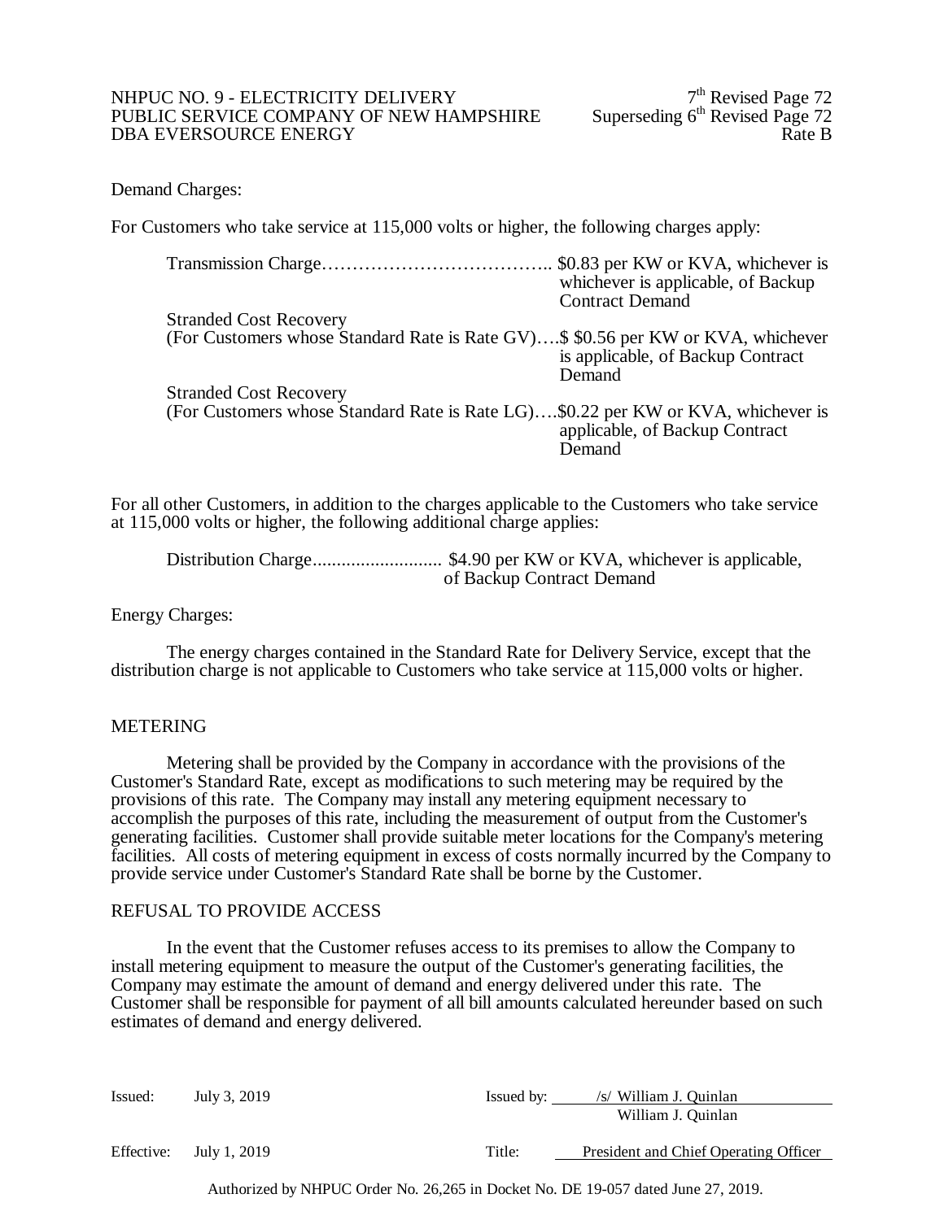Demand Charges:

For Customers who take service at 115,000 volts or higher, the following charges apply:

Transmission Charge……………………………….. $0.83 per KW or KVA, whichever is whichever is applicable, of Backup Contract Demand

Stranded Cost Recovery
(For Customers whose Standard Rate is Rate GV)….$ $0.56 per KW or KVA, whichever is applicable, of Backup Contract Demand

Stranded Cost Recovery
(For Customers whose Standard Rate is Rate LG)….$0.22 per KW or KVA, whichever is applicable, of Backup Contract Demand

For all other Customers, in addition to the charges applicable to the Customers who take service at 115,000 volts or higher, the following additional charge applies:

Distribution Charge........................... $4.90 per KW or KVA, whichever is applicable, of Backup Contract Demand

Energy Charges:

The energy charges contained in the Standard Rate for Delivery Service, except that the distribution charge is not applicable to Customers who take service at 115,000 volts or higher.

## METERING

Metering shall be provided by the Company in accordance with the provisions of the Customer's Standard Rate, except as modifications to such metering may be required by the provisions of this rate. The Company may install any metering equipment necessary to accomplish the purposes of this rate, including the measurement of output from the Customer's generating facilities. Customer shall provide suitable meter locations for the Company's metering facilities. All costs of metering equipment in excess of costs normally incurred by the Company to provide service under Customer's Standard Rate shall be borne by the Customer.

## REFUSAL TO PROVIDE ACCESS

In the event that the Customer refuses access to its premises to allow the Company to install metering equipment to measure the output of the Customer's generating facilities, the Company may estimate the amount of demand and energy delivered under this rate. The Customer shall be responsible for payment of all bill amounts calculated hereunder based on such estimates of demand and energy delivered.

Issued: July 3, 2019 Issued by: /s/ William J. Quinlan
William J. Quinlan

Effective: July 1, 2019 Title: President and Chief Operating Officer

Authorized by NHPUC Order No. 26,265 in Docket No. DE 19-057 dated June 27, 2019.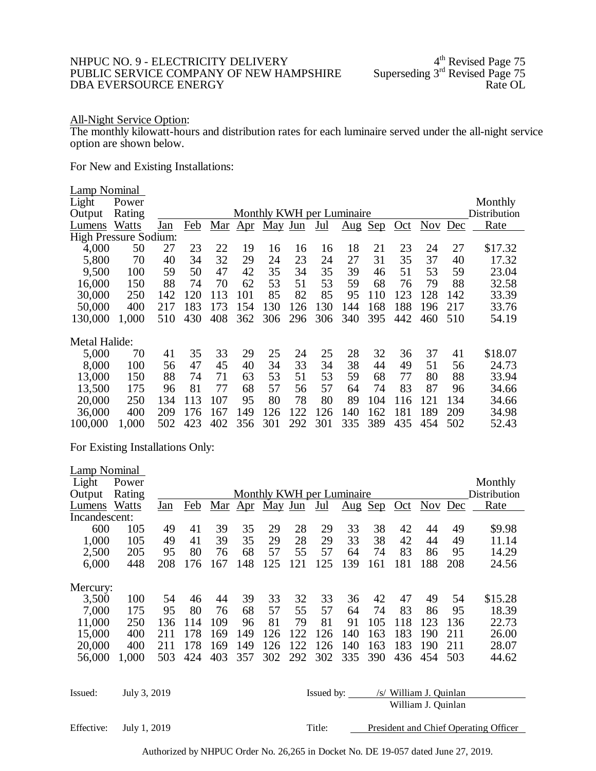NHPUC NO. 9 - ELECTRICITY DELIVERY
PUBLIC SERVICE COMPANY OF NEW HAMPSHIRE
DBA EVERSOURCE ENERGY

4th Revised Page 75
Superseding 3rd Revised Page 75
Rate OL

All-Night Service Option:
The monthly kilowatt-hours and distribution rates for each luminaire served under the all-night service option are shown below.

For New and Existing Installations:

| Lamp Nominal Light Output Lumens | Power Rating Watts | Jan | Feb | Mar | Apr | May | Jun | Jul | Aug | Sep | Oct | Nov | Dec | Monthly Distribution Rate |
|---|---|---|---|---|---|---|---|---|---|---|---|---|---|---|
| | | Monthly KWH per Luminaire | | | | | | | | | | | | |
| High Pressure Sodium: | | | | | | | | | | | | | | |
| 4,000 | 50 | 27 | 23 | 22 | 19 | 16 | 16 | 16 | 18 | 21 | 23 | 24 | 27 | $17.32 |
| 5,800 | 70 | 40 | 34 | 32 | 29 | 24 | 23 | 24 | 27 | 31 | 35 | 37 | 40 | 17.32 |
| 9,500 | 100 | 59 | 50 | 47 | 42 | 35 | 34 | 35 | 39 | 46 | 51 | 53 | 59 | 23.04 |
| 16,000 | 150 | 88 | 74 | 70 | 62 | 53 | 51 | 53 | 59 | 68 | 76 | 79 | 88 | 32.58 |
| 30,000 | 250 | 142 | 120 | 113 | 101 | 85 | 82 | 85 | 95 | 110 | 123 | 128 | 142 | 33.39 |
| 50,000 | 400 | 217 | 183 | 173 | 154 | 130 | 126 | 130 | 144 | 168 | 188 | 196 | 217 | 33.76 |
| 130,000 | 1,000 | 510 | 430 | 408 | 362 | 306 | 296 | 306 | 340 | 395 | 442 | 460 | 510 | 54.19 |
| Metal Halide: | | | | | | | | | | | | | | |
| 5,000 | 70 | 41 | 35 | 33 | 29 | 25 | 24 | 25 | 28 | 32 | 36 | 37 | 41 | $18.07 |
| 8,000 | 100 | 56 | 47 | 45 | 40 | 34 | 33 | 34 | 38 | 44 | 49 | 51 | 56 | 24.73 |
| 13,000 | 150 | 88 | 74 | 71 | 63 | 53 | 51 | 53 | 59 | 68 | 77 | 80 | 88 | 33.94 |
| 13,500 | 175 | 96 | 81 | 77 | 68 | 57 | 56 | 57 | 64 | 74 | 83 | 87 | 96 | 34.66 |
| 20,000 | 250 | 134 | 113 | 107 | 95 | 80 | 78 | 80 | 89 | 104 | 116 | 121 | 134 | 34.66 |
| 36,000 | 400 | 209 | 176 | 167 | 149 | 126 | 122 | 126 | 140 | 162 | 181 | 189 | 209 | 34.98 |
| 100,000 | 1,000 | 502 | 423 | 402 | 356 | 301 | 292 | 301 | 335 | 389 | 435 | 454 | 502 | 52.43 |

For Existing Installations Only:

| Lamp Nominal Light Output Lumens | Power Rating Watts | Jan | Feb | Mar | Apr | May | Jun | Jul | Aug | Sep | Oct | Nov | Dec | Monthly Distribution Rate |
|---|---|---|---|---|---|---|---|---|---|---|---|---|---|---|
| | | Monthly KWH per Luminaire | | | | | | | | | | | | |
| Incandescent: | | | | | | | | | | | | | | |
| 600 | 105 | 49 | 41 | 39 | 35 | 29 | 28 | 29 | 33 | 38 | 42 | 44 | 49 | $9.98 |
| 1,000 | 105 | 49 | 41 | 39 | 35 | 29 | 28 | 29 | 33 | 38 | 42 | 44 | 49 | 11.14 |
| 2,500 | 205 | 95 | 80 | 76 | 68 | 57 | 55 | 57 | 64 | 74 | 83 | 86 | 95 | 14.29 |
| 6,000 | 448 | 208 | 176 | 167 | 148 | 125 | 121 | 125 | 139 | 161 | 181 | 188 | 208 | 24.56 |
| Mercury: | | | | | | | | | | | | | | |
| 3,500 | 100 | 54 | 46 | 44 | 39 | 33 | 32 | 33 | 36 | 42 | 47 | 49 | 54 | $15.28 |
| 7,000 | 175 | 95 | 80 | 76 | 68 | 57 | 55 | 57 | 64 | 74 | 83 | 86 | 95 | 18.39 |
| 11,000 | 250 | 136 | 114 | 109 | 96 | 81 | 79 | 81 | 91 | 105 | 118 | 123 | 136 | 22.73 |
| 15,000 | 400 | 211 | 178 | 169 | 149 | 126 | 122 | 126 | 140 | 163 | 183 | 190 | 211 | 26.00 |
| 20,000 | 400 | 211 | 178 | 169 | 149 | 126 | 122 | 126 | 140 | 163 | 183 | 190 | 211 | 28.07 |
| 56,000 | 1,000 | 503 | 424 | 403 | 357 | 302 | 292 | 302 | 335 | 390 | 436 | 454 | 503 | 44.62 |

Issued: July 3, 2019 — Issued by: /s/ William J. Quinlan, William J. Quinlan

Effective: July 1, 2019 — Title: President and Chief Operating Officer

Authorized by NHPUC Order No. 26,265 in Docket No. DE 19-057 dated June 27, 2019.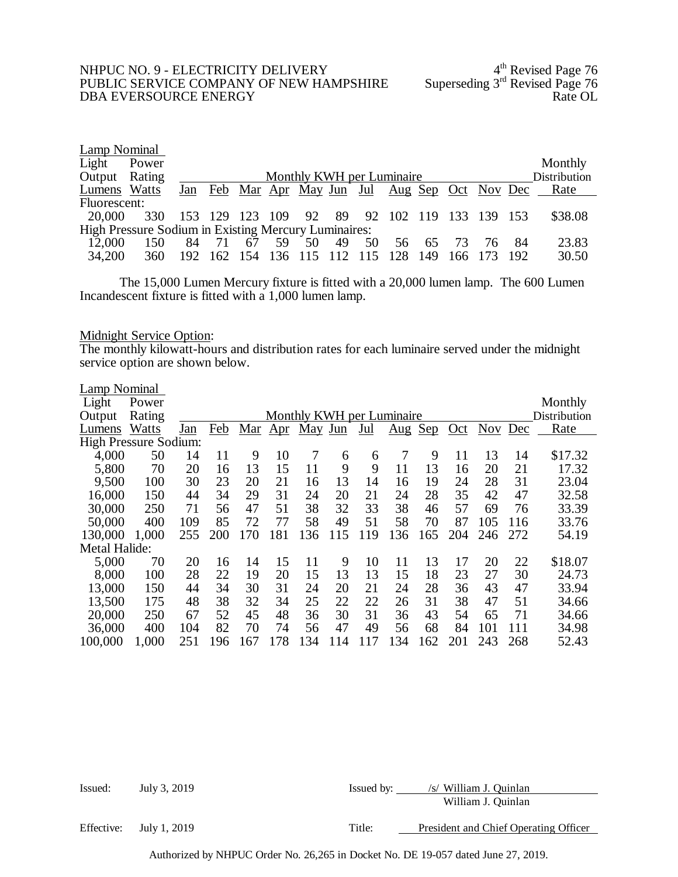| Lamp Nominal Light Output Lumens | Power Rating Watts | Jan | Feb | Mar | Apr | May | Jun | Jul | Aug | Sep | Oct | Nov | Dec | Monthly Distribution Rate |
|---|---|---|---|---|---|---|---|---|---|---|---|---|---|---|
| | | Monthly KWH per Luminaire | | | | | | | | | | | | |
| Fluorescent: | | | | | | | | | | | | | | |
| 20,000 | 330 | 153 | 129 | 123 | 109 | 92 | 89 | 92 | 102 | 119 | 133 | 139 | 153 | $38.08 |
| High Pressure Sodium in Existing Mercury Luminaires: | | | | | | | | | | | | | | |
| 12,000 | 150 | 84 | 71 | 67 | 59 | 50 | 49 | 50 | 56 | 65 | 73 | 76 | 84 | 23.83 |
| 34,200 | 360 | 192 | 162 | 154 | 136 | 115 | 112 | 115 | 128 | 149 | 166 | 173 | 192 | 30.50 |

The 15,000 Lumen Mercury fixture is fitted with a 20,000 lumen lamp. The 600 Lumen Incandescent fixture is fitted with a 1,000 lumen lamp.

Midnight Service Option:
The monthly kilowatt-hours and distribution rates for each luminaire served under the midnight service option are shown below.

| Lamp Nominal Light Output Lumens | Power Rating Watts | Jan | Feb | Mar | Apr | May | Jun | Jul | Aug | Sep | Oct | Nov | Dec | Monthly Distribution Rate |
|---|---|---|---|---|---|---|---|---|---|---|---|---|---|---|
| | | Monthly KWH per Luminaire | | | | | | | | | | | | |
| High Pressure Sodium: | | | | | | | | | | | | | | |
| 4,000 | 50 | 14 | 11 | 9 | 10 | 7 | 6 | 6 | 7 | 9 | 11 | 13 | 14 | $17.32 |
| 5,800 | 70 | 20 | 16 | 13 | 15 | 11 | 9 | 9 | 11 | 13 | 16 | 20 | 21 | 17.32 |
| 9,500 | 100 | 30 | 23 | 20 | 21 | 16 | 13 | 14 | 16 | 19 | 24 | 28 | 31 | 23.04 |
| 16,000 | 150 | 44 | 34 | 29 | 31 | 24 | 20 | 21 | 24 | 28 | 35 | 42 | 47 | 32.58 |
| 30,000 | 250 | 71 | 56 | 47 | 51 | 38 | 32 | 33 | 38 | 46 | 57 | 69 | 76 | 33.39 |
| 50,000 | 400 | 109 | 85 | 72 | 77 | 58 | 49 | 51 | 58 | 70 | 87 | 105 | 116 | 33.76 |
| 130,000 | 1,000 | 255 | 200 | 170 | 181 | 136 | 115 | 119 | 136 | 165 | 204 | 246 | 272 | 54.19 |
| Metal Halide: | | | | | | | | | | | | | | |
| 5,000 | 70 | 20 | 16 | 14 | 15 | 11 | 9 | 10 | 11 | 13 | 17 | 20 | 22 | $18.07 |
| 8,000 | 100 | 28 | 22 | 19 | 20 | 15 | 13 | 13 | 15 | 18 | 23 | 27 | 30 | 24.73 |
| 13,000 | 150 | 44 | 34 | 30 | 31 | 24 | 20 | 21 | 24 | 28 | 36 | 43 | 47 | 33.94 |
| 13,500 | 175 | 48 | 38 | 32 | 34 | 25 | 22 | 22 | 26 | 31 | 38 | 47 | 51 | 34.66 |
| 20,000 | 250 | 67 | 52 | 45 | 48 | 36 | 30 | 31 | 36 | 43 | 54 | 65 | 71 | 34.66 |
| 36,000 | 400 | 104 | 82 | 70 | 74 | 56 | 47 | 49 | 56 | 68 | 84 | 101 | 111 | 34.98 |
| 100,000 | 1,000 | 251 | 196 | 167 | 178 | 134 | 114 | 117 | 134 | 162 | 201 | 243 | 268 | 52.43 |

Issued: July 3, 2019 — Issued by: /s/ William J. Quinlan, William J. Quinlan

Effective: July 1, 2019 — Title: President and Chief Operating Officer

Authorized by NHPUC Order No. 26,265 in Docket No. DE 19-057 dated June 27, 2019.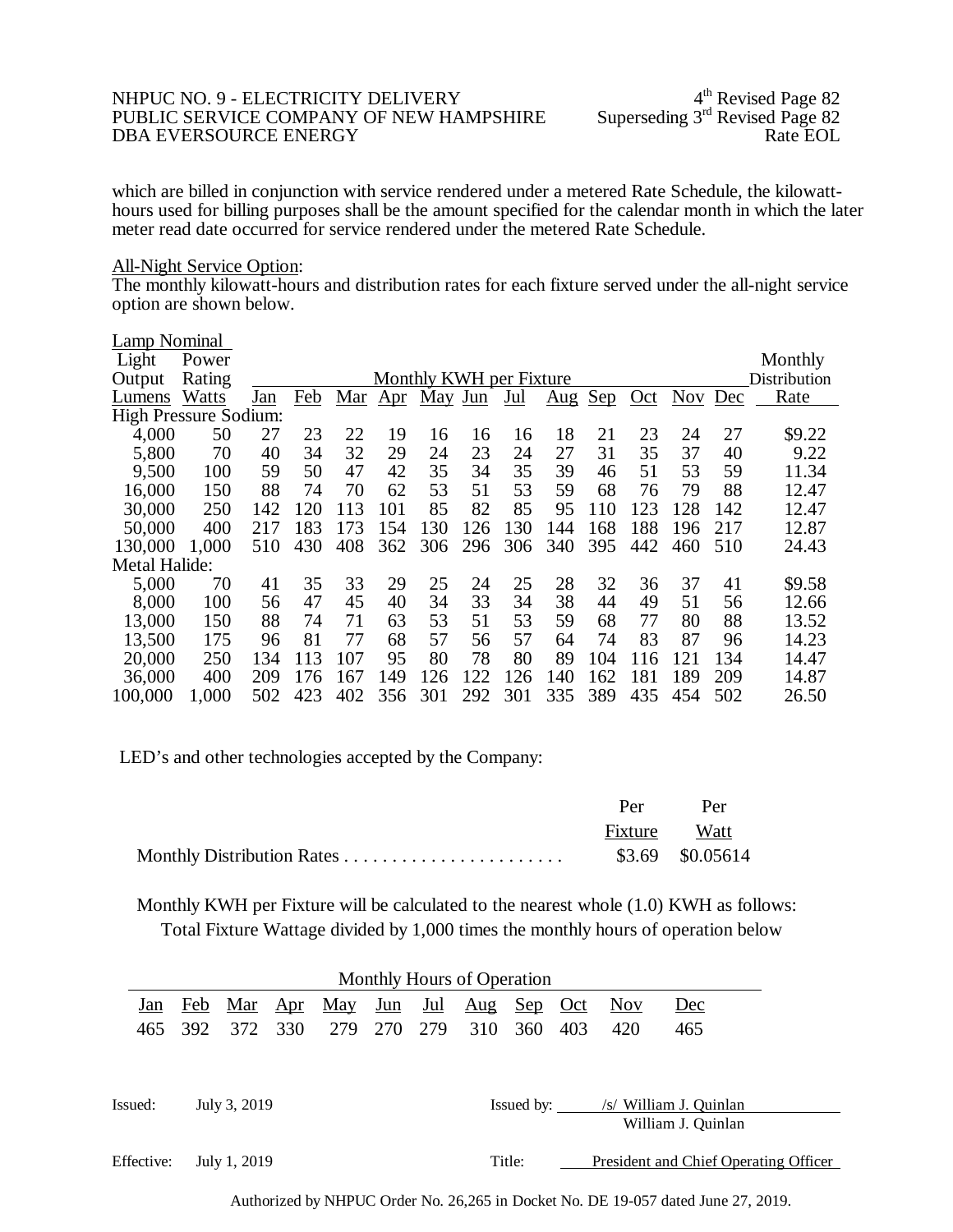which are billed in conjunction with service rendered under a metered Rate Schedule, the kilowatt-hours used for billing purposes shall be the amount specified for the calendar month in which the later meter read date occurred for service rendered under the metered Rate Schedule.

All-Night Service Option:
The monthly kilowatt-hours and distribution rates for each fixture served under the all-night service option are shown below.

| Lamp Nominal Light Output Lumens | Power Rating Watts | Jan | Feb | Mar | Apr | May | Jun | Jul | Aug | Sep | Oct | Nov | Dec | Monthly Distribution Rate |
|---|---|---|---|---|---|---|---|---|---|---|---|---|---|---|
| | | Monthly KWH per Fixture | | | | | | | | | | | | |
| High Pressure Sodium: | | | | | | | | | | | | | | |
| 4,000 | 50 | 27 | 23 | 22 | 19 | 16 | 16 | 16 | 18 | 21 | 23 | 24 | 27 | $9.22 |
| 5,800 | 70 | 40 | 34 | 32 | 29 | 24 | 23 | 24 | 27 | 31 | 35 | 37 | 40 | 9.22 |
| 9,500 | 100 | 59 | 50 | 47 | 42 | 35 | 34 | 35 | 39 | 46 | 51 | 53 | 59 | 11.34 |
| 16,000 | 150 | 88 | 74 | 70 | 62 | 53 | 51 | 53 | 59 | 68 | 76 | 79 | 88 | 12.47 |
| 30,000 | 250 | 142 | 120 | 113 | 101 | 85 | 82 | 85 | 95 | 110 | 123 | 128 | 142 | 12.47 |
| 50,000 | 400 | 217 | 183 | 173 | 154 | 130 | 126 | 130 | 144 | 168 | 188 | 196 | 217 | 12.87 |
| 130,000 | 1,000 | 510 | 430 | 408 | 362 | 306 | 296 | 306 | 340 | 395 | 442 | 460 | 510 | 24.43 |
| Metal Halide: | | | | | | | | | | | | | | |
| 5,000 | 70 | 41 | 35 | 33 | 29 | 25 | 24 | 25 | 28 | 32 | 36 | 37 | 41 | $9.58 |
| 8,000 | 100 | 56 | 47 | 45 | 40 | 34 | 33 | 34 | 38 | 44 | 49 | 51 | 56 | 12.66 |
| 13,000 | 150 | 88 | 74 | 71 | 63 | 53 | 51 | 53 | 59 | 68 | 77 | 80 | 88 | 13.52 |
| 13,500 | 175 | 96 | 81 | 77 | 68 | 57 | 56 | 57 | 64 | 74 | 83 | 87 | 96 | 14.23 |
| 20,000 | 250 | 134 | 113 | 107 | 95 | 80 | 78 | 80 | 89 | 104 | 116 | 121 | 134 | 14.47 |
| 36,000 | 400 | 209 | 176 | 167 | 149 | 126 | 122 | 126 | 140 | 162 | 181 | 189 | 209 | 14.87 |
| 100,000 | 1,000 | 502 | 423 | 402 | 356 | 301 | 292 | 301 | 335 | 389 | 435 | 454 | 502 | 26.50 |

LED's and other technologies accepted by the Company:

| | Per Fixture | Per Watt |
|---|---|---|
| Monthly Distribution Rates . . . . . . . . . . . . . . . . . . . . . . . | $3.69 | $0.05614 |

Monthly KWH per Fixture will be calculated to the nearest whole (1.0) KWH as follows: Total Fixture Wattage divided by 1,000 times the monthly hours of operation below

| Monthly Hours of Operation | | | | | | | | | | | |
|---|---|---|---|---|---|---|---|---|---|---|---|
| Jan | Feb | Mar | Apr | May | Jun | Jul | Aug | Sep | Oct | Nov | Dec |
| 465 | 392 | 372 | 330 | 279 | 270 | 279 | 310 | 360 | 403 | 420 | 465 |

Issued: July 3, 2019 Issued by: /s/ William J. Quinlan
William J. Quinlan

Effective: July 1, 2019 Title: President and Chief Operating Officer

Authorized by NHPUC Order No. 26,265 in Docket No. DE 19-057 dated June 27, 2019.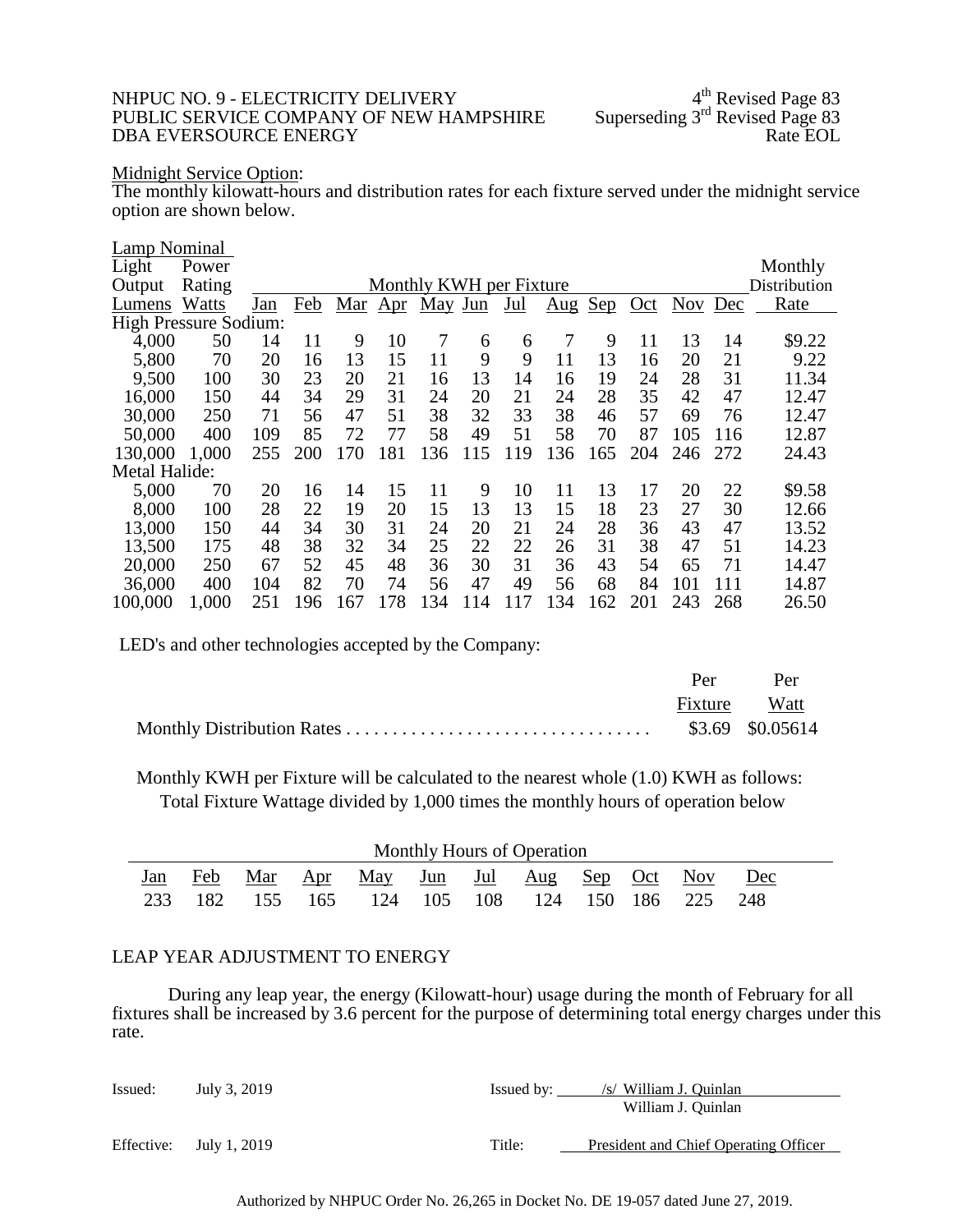Midnight Service Option:
The monthly kilowatt-hours and distribution rates for each fixture served under the midnight service option are shown below.

| Lamp Nominal Light Output Lumens | Power Rating Watts | Jan | Feb | Mar | Apr | May | Jun | Jul | Aug | Sep | Oct | Nov | Dec | Monthly Distribution Rate |
|---|---|---|---|---|---|---|---|---|---|---|---|---|---|---|
| | | Monthly KWH per Fixture | | | | | | | | | | | | |
| High Pressure Sodium: | | | | | | | | | | | | | | |
| 4,000 | 50 | 14 | 11 | 9 | 10 | 7 | 6 | 6 | 7 | 9 | 11 | 13 | 14 | $9.22 |
| 5,800 | 70 | 20 | 16 | 13 | 15 | 11 | 9 | 9 | 11 | 13 | 16 | 20 | 21 | 9.22 |
| 9,500 | 100 | 30 | 23 | 20 | 21 | 16 | 13 | 14 | 16 | 19 | 24 | 28 | 31 | 11.34 |
| 16,000 | 150 | 44 | 34 | 29 | 31 | 24 | 20 | 21 | 24 | 28 | 35 | 42 | 47 | 12.47 |
| 30,000 | 250 | 71 | 56 | 47 | 51 | 38 | 32 | 33 | 38 | 46 | 57 | 69 | 76 | 12.47 |
| 50,000 | 400 | 109 | 85 | 72 | 77 | 58 | 49 | 51 | 58 | 70 | 87 | 105 | 116 | 12.87 |
| 130,000 | 1,000 | 255 | 200 | 170 | 181 | 136 | 115 | 119 | 136 | 165 | 204 | 246 | 272 | 24.43 |
| Metal Halide: | | | | | | | | | | | | | | |
| 5,000 | 70 | 20 | 16 | 14 | 15 | 11 | 9 | 10 | 11 | 13 | 17 | 20 | 22 | $9.58 |
| 8,000 | 100 | 28 | 22 | 19 | 20 | 15 | 13 | 13 | 15 | 18 | 23 | 27 | 30 | 12.66 |
| 13,000 | 150 | 44 | 34 | 30 | 31 | 24 | 20 | 21 | 24 | 28 | 36 | 43 | 47 | 13.52 |
| 13,500 | 175 | 48 | 38 | 32 | 34 | 25 | 22 | 22 | 26 | 31 | 38 | 47 | 51 | 14.23 |
| 20,000 | 250 | 67 | 52 | 45 | 48 | 36 | 30 | 31 | 36 | 43 | 54 | 65 | 71 | 14.47 |
| 36,000 | 400 | 104 | 82 | 70 | 74 | 56 | 47 | 49 | 56 | 68 | 84 | 101 | 111 | 14.87 |
| 100,000 | 1,000 | 251 | 196 | 167 | 178 | 134 | 114 | 117 | 134 | 162 | 201 | 243 | 268 | 26.50 |

LED's and other technologies accepted by the Company:

| | Per Fixture | Per Watt |
|---|---|---|
| Monthly Distribution Rates . . . . . . . . . . . . . . . . . . . . . . . . . . . . . . . . | $3.69 | $0.05614 |

Monthly KWH per Fixture will be calculated to the nearest whole (1.0) KWH as follows:
Total Fixture Wattage divided by 1,000 times the monthly hours of operation below

| Monthly Hours of Operation | | | | | | | | | | | |
|---|---|---|---|---|---|---|---|---|---|---|---|
| Jan | Feb | Mar | Apr | May | Jun | Jul | Aug | Sep | Oct | Nov | Dec |
| 233 | 182 | 155 | 165 | 124 | 105 | 108 | 124 | 150 | 186 | 225 | 248 |

## LEAP YEAR ADJUSTMENT TO ENERGY

During any leap year, the energy (Kilowatt-hour) usage during the month of February for all fixtures shall be increased by 3.6 percent for the purpose of determining total energy charges under this rate.

Issued: July 3, 2019

Issued by: /s/ William J. Quinlan
William J. Quinlan

Effective: July 1, 2019

Title: President and Chief Operating Officer

Authorized by NHPUC Order No. 26,265 in Docket No. DE 19-057 dated June 27, 2019.